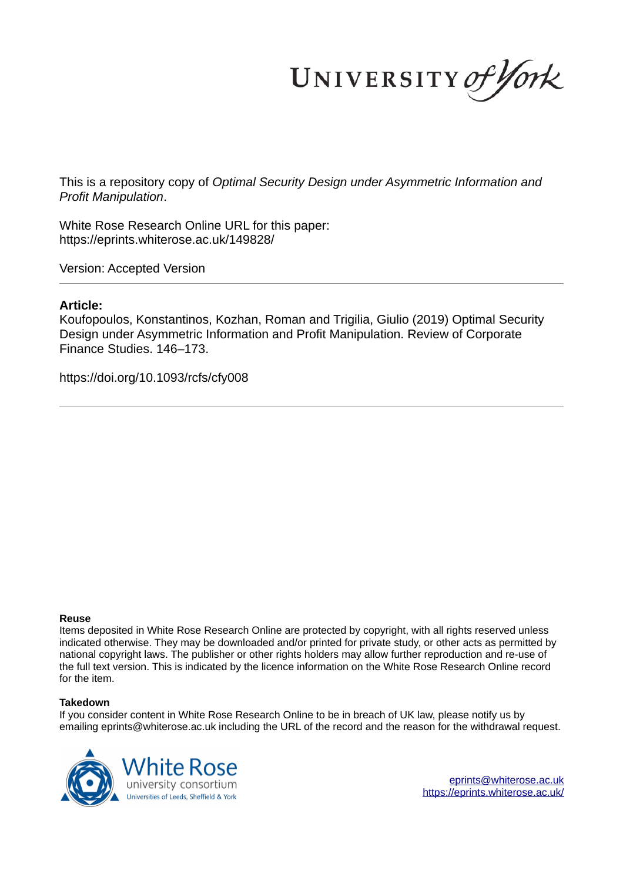This is a repository copy of *Optimal Security Design under Asymmetric Information and Profit Manipulation*.

White Rose Research Online URL for this paper:
https://eprints.whiterose.ac.uk/149828/

Version: Accepted Version

---

**Article:**

Koufopoulos, Konstantinos, Kozhan, Roman and Trigilia, Giulio (2019) Optimal Security Design under Asymmetric Information and Profit Manipulation. Review of Corporate Finance Studies. 146–173.

https://doi.org/10.1093/rcfs/cfy008

---

**Reuse**

Items deposited in White Rose Research Online are protected by copyright, with all rights reserved unless indicated otherwise. They may be downloaded and/or printed for private study, or other acts as permitted by national copyright laws. The publisher or other rights holders may allow further reproduction and re-use of the full text version. This is indicated by the licence information on the White Rose Research Online record for the item.

**Takedown**

If you consider content in White Rose Research Online to be in breach of UK law, please notify us by emailing eprints@whiterose.ac.uk including the URL of the record and the reason for the withdrawal request.

eprints@whiterose.ac.uk
https://eprints.whiterose.ac.uk/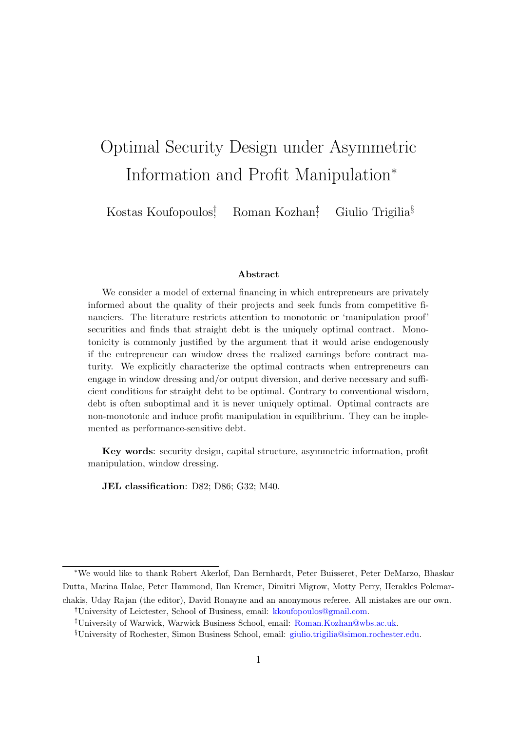# Optimal Security Design under Asymmetric Information and Profit Manipulation*

Kostas Koufopoulos[†] Roman Kozhan[‡] Giulio Trigilia[§]

### Abstract

We consider a model of external financing in which entrepreneurs are privately informed about the quality of their projects and seek funds from competitive financiers. The literature restricts attention to monotonic or 'manipulation proof' securities and finds that straight debt is the uniquely optimal contract. Monotonicity is commonly justified by the argument that it would arise endogenously if the entrepreneur can window dress the realized earnings before contract maturity. We explicitly characterize the optimal contracts when entrepreneurs can engage in window dressing and/or output diversion, and derive necessary and sufficient conditions for straight debt to be optimal. Contrary to conventional wisdom, debt is often suboptimal and it is never uniquely optimal. Optimal contracts are non-monotonic and induce profit manipulation in equilibrium. They can be implemented as performance-sensitive debt.

**Key words**: security design, capital structure, asymmetric information, profit manipulation, window dressing.

**JEL classification**: D82; D86; G32; M40.

---

*We would like to thank Robert Akerlof, Dan Bernhardt, Peter Buisseret, Peter DeMarzo, Bhaskar Dutta, Marina Halac, Peter Hammond, Ilan Kremer, Dimitri Migrow, Motty Perry, Herakles Polemarchakis, Uday Rajan (the editor), David Ronayne and an anonymous referee. All mistakes are our own.

[†]University of Leictester, School of Business, email: kkoufopoulos@gmail.com.

[‡]University of Warwick, Warwick Business School, email: Roman.Kozhan@wbs.ac.uk.

[§]University of Rochester, Simon Business School, email: giulio.trigilia@simon.rochester.edu.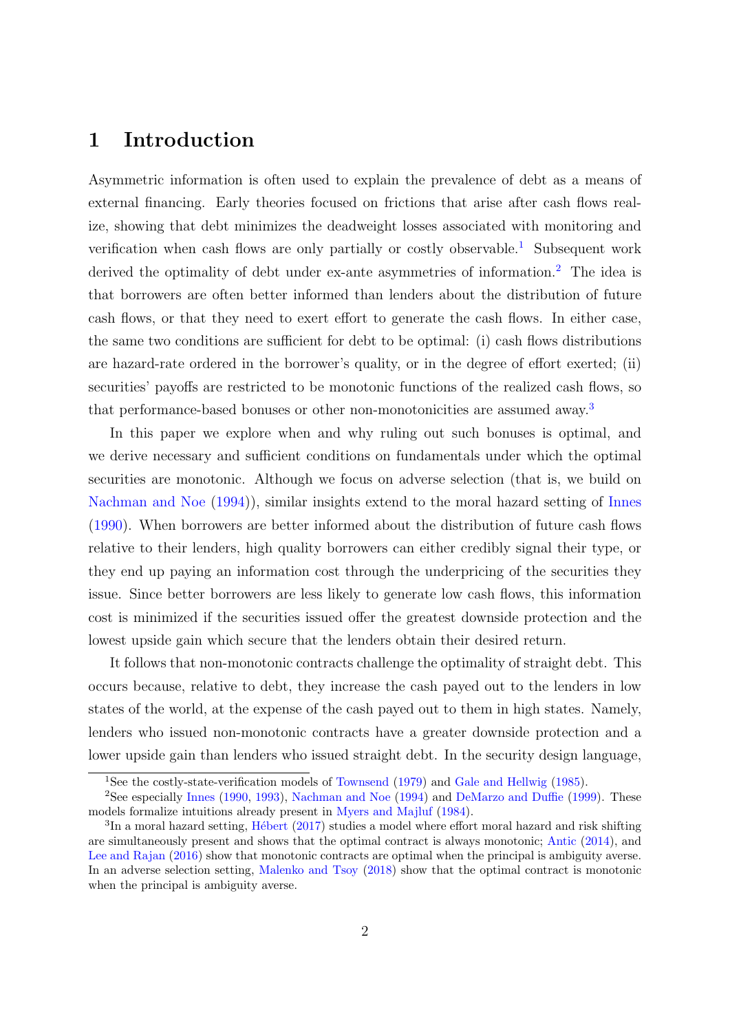# 1 Introduction

Asymmetric information is often used to explain the prevalence of debt as a means of external financing. Early theories focused on frictions that arise after cash flows realize, showing that debt minimizes the deadweight losses associated with monitoring and verification when cash flows are only partially or costly observable.[1] Subsequent work derived the optimality of debt under ex-ante asymmetries of information.[2] The idea is that borrowers are often better informed than lenders about the distribution of future cash flows, or that they need to exert effort to generate the cash flows. In either case, the same two conditions are sufficient for debt to be optimal: (i) cash flows distributions are hazard-rate ordered in the borrower's quality, or in the degree of effort exerted; (ii) securities' payoffs are restricted to be monotonic functions of the realized cash flows, so that performance-based bonuses or other non-monotonicities are assumed away.[3]

In this paper we explore when and why ruling out such bonuses is optimal, and we derive necessary and sufficient conditions on fundamentals under which the optimal securities are monotonic. Although we focus on adverse selection (that is, we build on Nachman and Noe (1994)), similar insights extend to the moral hazard setting of Innes (1990). When borrowers are better informed about the distribution of future cash flows relative to their lenders, high quality borrowers can either credibly signal their type, or they end up paying an information cost through the underpricing of the securities they issue. Since better borrowers are less likely to generate low cash flows, this information cost is minimized if the securities issued offer the greatest downside protection and the lowest upside gain which secure that the lenders obtain their desired return.

It follows that non-monotonic contracts challenge the optimality of straight debt. This occurs because, relative to debt, they increase the cash payed out to the lenders in low states of the world, at the expense of the cash payed out to them in high states. Namely, lenders who issued non-monotonic contracts have a greater downside protection and a lower upside gain than lenders who issued straight debt. In the security design language,

[1] See the costly-state-verification models of Townsend (1979) and Gale and Hellwig (1985).

[2] See especially Innes (1990, 1993), Nachman and Noe (1994) and DeMarzo and Duffie (1999). These models formalize intuitions already present in Myers and Majluf (1984).

[3] In a moral hazard setting, Hébert (2017) studies a model where effort moral hazard and risk shifting are simultaneously present and shows that the optimal contract is always monotonic; Antic (2014), and Lee and Rajan (2016) show that monotonic contracts are optimal when the principal is ambiguity averse. In an adverse selection setting, Malenko and Tsoy (2018) show that the optimal contract is monotonic when the principal is ambiguity averse.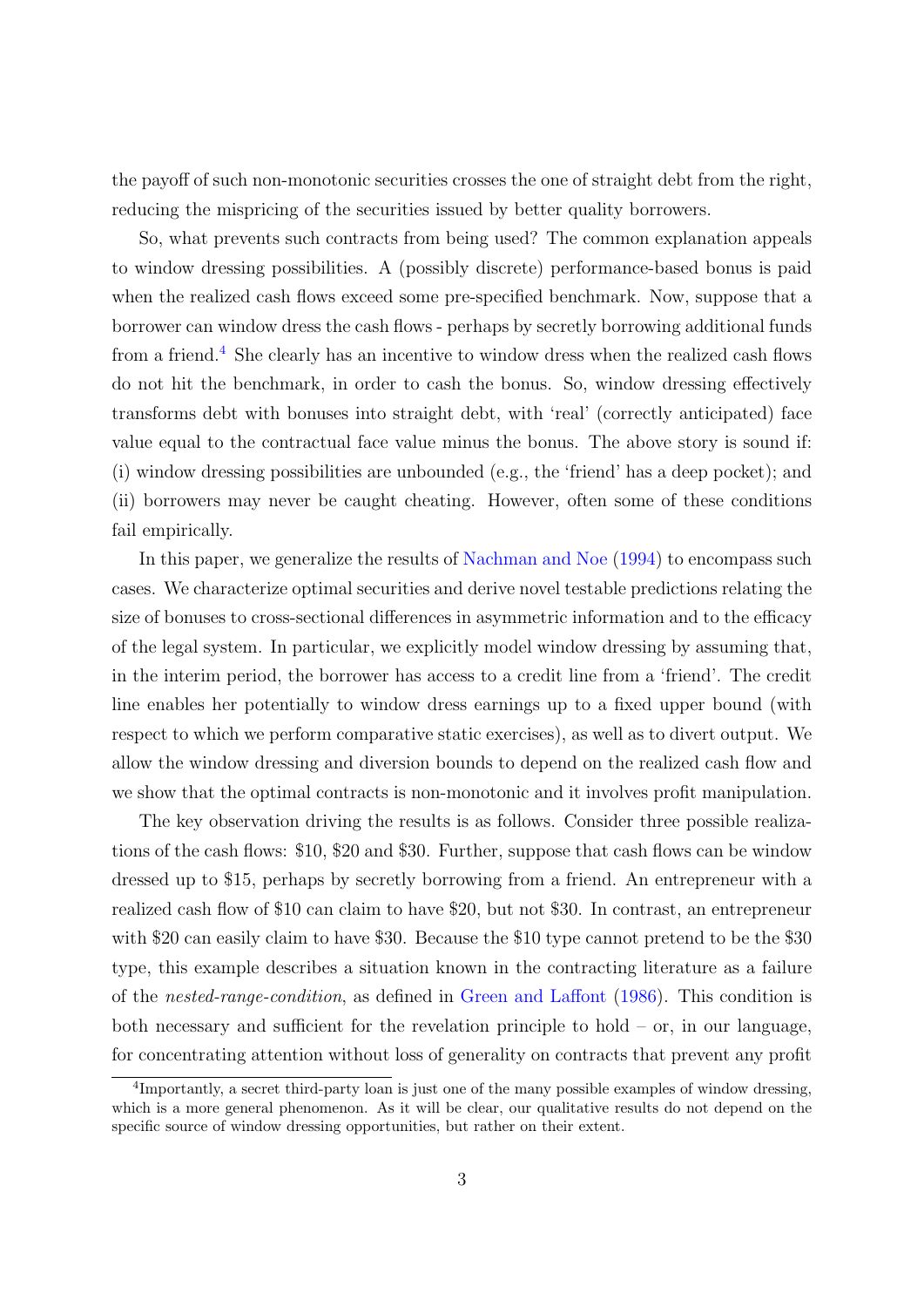the payoff of such non-monotonic securities crosses the one of straight debt from the right, reducing the mispricing of the securities issued by better quality borrowers.

So, what prevents such contracts from being used? The common explanation appeals to window dressing possibilities. A (possibly discrete) performance-based bonus is paid when the realized cash flows exceed some pre-specified benchmark. Now, suppose that a borrower can window dress the cash flows - perhaps by secretly borrowing additional funds from a friend.[4] She clearly has an incentive to window dress when the realized cash flows do not hit the benchmark, in order to cash the bonus. So, window dressing effectively transforms debt with bonuses into straight debt, with 'real' (correctly anticipated) face value equal to the contractual face value minus the bonus. The above story is sound if: (i) window dressing possibilities are unbounded (e.g., the 'friend' has a deep pocket); and (ii) borrowers may never be caught cheating. However, often some of these conditions fail empirically.

In this paper, we generalize the results of Nachman and Noe (1994) to encompass such cases. We characterize optimal securities and derive novel testable predictions relating the size of bonuses to cross-sectional differences in asymmetric information and to the efficacy of the legal system. In particular, we explicitly model window dressing by assuming that, in the interim period, the borrower has access to a credit line from a 'friend'. The credit line enables her potentially to window dress earnings up to a fixed upper bound (with respect to which we perform comparative static exercises), as well as to divert output. We allow the window dressing and diversion bounds to depend on the realized cash flow and we show that the optimal contracts is non-monotonic and it involves profit manipulation.

The key observation driving the results is as follows. Consider three possible realizations of the cash flows: \$10, \$20 and \$30. Further, suppose that cash flows can be window dressed up to \$15, perhaps by secretly borrowing from a friend. An entrepreneur with a realized cash flow of \$10 can claim to have \$20, but not \$30. In contrast, an entrepreneur with \$20 can easily claim to have \$30. Because the \$10 type cannot pretend to be the \$30 type, this example describes a situation known in the contracting literature as a failure of the *nested-range-condition*, as defined in Green and Laffont (1986). This condition is both necessary and sufficient for the revelation principle to hold – or, in our language, for concentrating attention without loss of generality on contracts that prevent any profit

[4]Importantly, a secret third-party loan is just one of the many possible examples of window dressing, which is a more general phenomenon. As it will be clear, our qualitative results do not depend on the specific source of window dressing opportunities, but rather on their extent.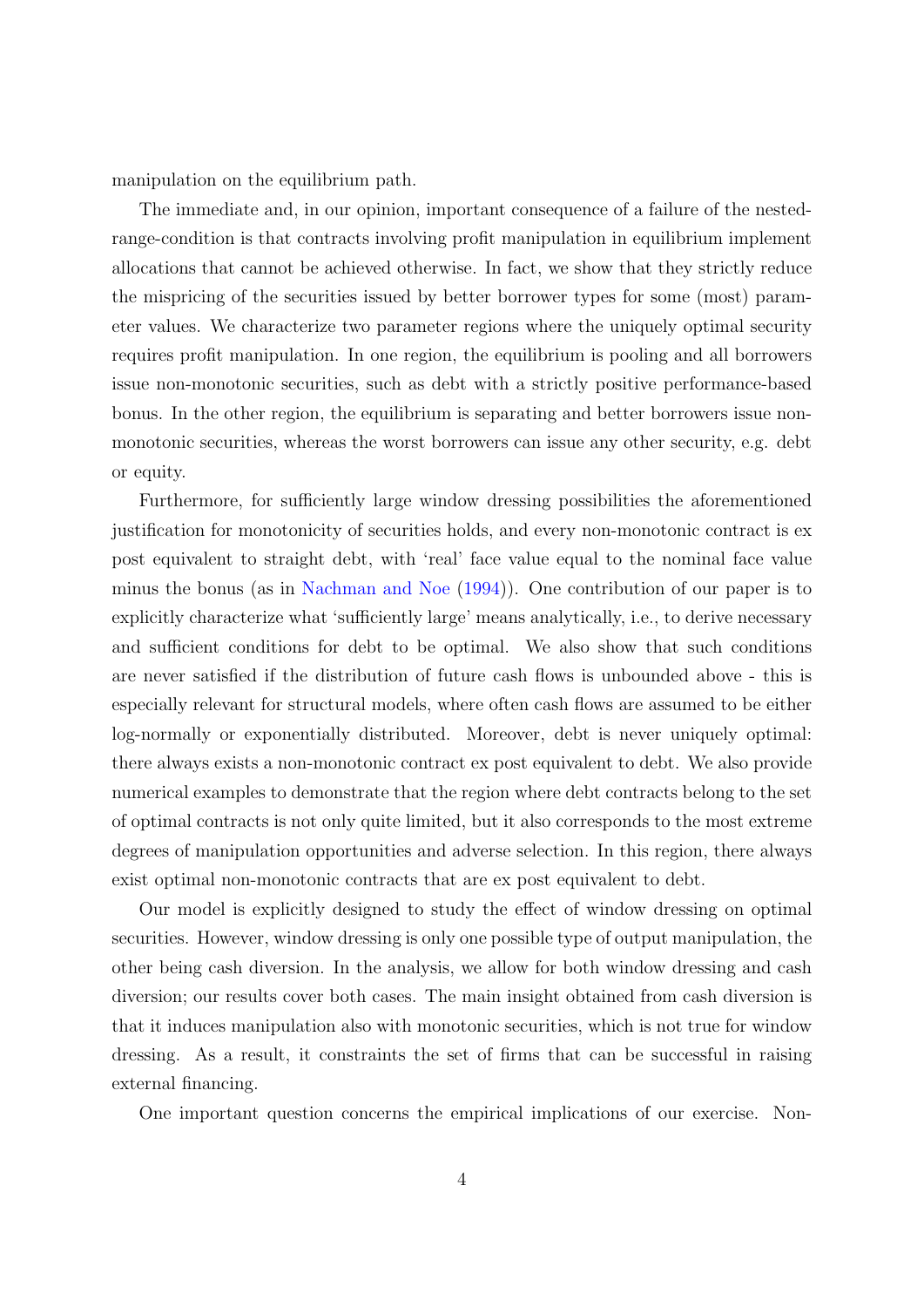manipulation on the equilibrium path.

The immediate and, in our opinion, important consequence of a failure of the nested-range-condition is that contracts involving profit manipulation in equilibrium implement allocations that cannot be achieved otherwise. In fact, we show that they strictly reduce the mispricing of the securities issued by better borrower types for some (most) parameter values. We characterize two parameter regions where the uniquely optimal security requires profit manipulation. In one region, the equilibrium is pooling and all borrowers issue non-monotonic securities, such as debt with a strictly positive performance-based bonus. In the other region, the equilibrium is separating and better borrowers issue non-monotonic securities, whereas the worst borrowers can issue any other security, e.g. debt or equity.

Furthermore, for sufficiently large window dressing possibilities the aforementioned justification for monotonicity of securities holds, and every non-monotonic contract is ex post equivalent to straight debt, with 'real' face value equal to the nominal face value minus the bonus (as in Nachman and Noe (1994)). One contribution of our paper is to explicitly characterize what 'sufficiently large' means analytically, i.e., to derive necessary and sufficient conditions for debt to be optimal. We also show that such conditions are never satisfied if the distribution of future cash flows is unbounded above - this is especially relevant for structural models, where often cash flows are assumed to be either log-normally or exponentially distributed. Moreover, debt is never uniquely optimal: there always exists a non-monotonic contract ex post equivalent to debt. We also provide numerical examples to demonstrate that the region where debt contracts belong to the set of optimal contracts is not only quite limited, but it also corresponds to the most extreme degrees of manipulation opportunities and adverse selection. In this region, there always exist optimal non-monotonic contracts that are ex post equivalent to debt.

Our model is explicitly designed to study the effect of window dressing on optimal securities. However, window dressing is only one possible type of output manipulation, the other being cash diversion. In the analysis, we allow for both window dressing and cash diversion; our results cover both cases. The main insight obtained from cash diversion is that it induces manipulation also with monotonic securities, which is not true for window dressing. As a result, it constraints the set of firms that can be successful in raising external financing.

One important question concerns the empirical implications of our exercise. Non-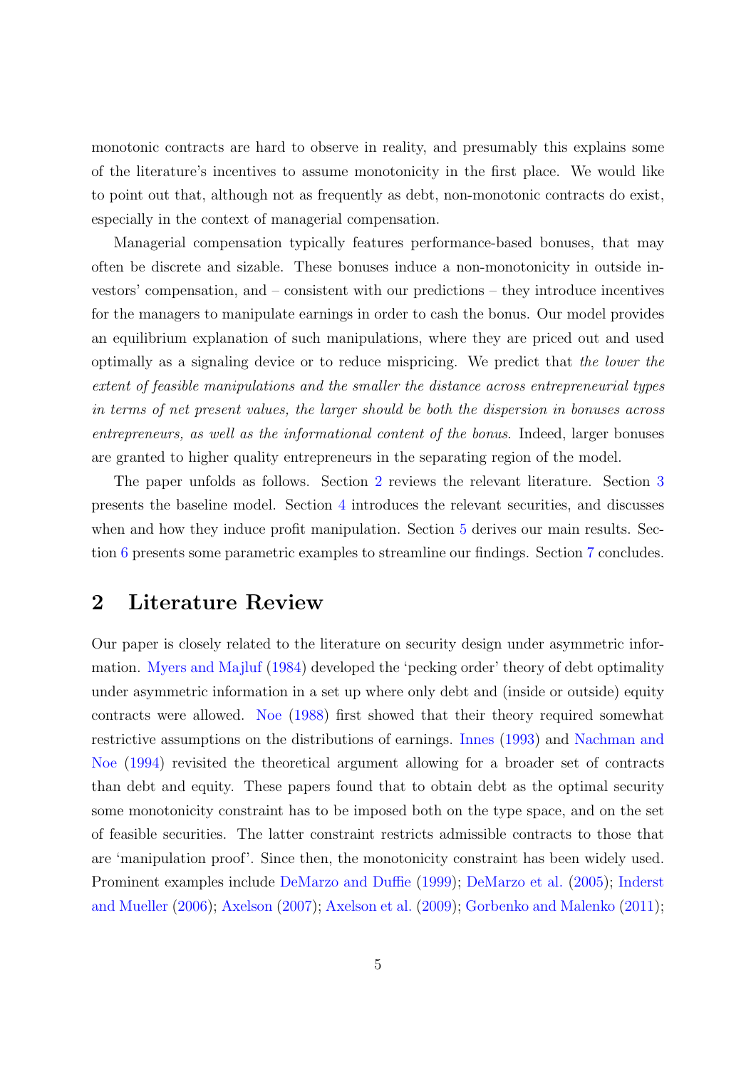monotonic contracts are hard to observe in reality, and presumably this explains some of the literature's incentives to assume monotonicity in the first place. We would like to point out that, although not as frequently as debt, non-monotonic contracts do exist, especially in the context of managerial compensation.

Managerial compensation typically features performance-based bonuses, that may often be discrete and sizable. These bonuses induce a non-monotonicity in outside investors' compensation, and – consistent with our predictions – they introduce incentives for the managers to manipulate earnings in order to cash the bonus. Our model provides an equilibrium explanation of such manipulations, where they are priced out and used optimally as a signaling device or to reduce mispricing. We predict that *the lower the extent of feasible manipulations and the smaller the distance across entrepreneurial types in terms of net present values, the larger should be both the dispersion in bonuses across entrepreneurs, as well as the informational content of the bonus*. Indeed, larger bonuses are granted to higher quality entrepreneurs in the separating region of the model.

The paper unfolds as follows. Section 2 reviews the relevant literature. Section 3 presents the baseline model. Section 4 introduces the relevant securities, and discusses when and how they induce profit manipulation. Section 5 derives our main results. Section 6 presents some parametric examples to streamline our findings. Section 7 concludes.

## 2 Literature Review

Our paper is closely related to the literature on security design under asymmetric information. Myers and Majluf (1984) developed the 'pecking order' theory of debt optimality under asymmetric information in a set up where only debt and (inside or outside) equity contracts were allowed. Noe (1988) first showed that their theory required somewhat restrictive assumptions on the distributions of earnings. Innes (1993) and Nachman and Noe (1994) revisited the theoretical argument allowing for a broader set of contracts than debt and equity. These papers found that to obtain debt as the optimal security some monotonicity constraint has to be imposed both on the type space, and on the set of feasible securities. The latter constraint restricts admissible contracts to those that are 'manipulation proof'. Since then, the monotonicity constraint has been widely used. Prominent examples include DeMarzo and Duffie (1999); DeMarzo et al. (2005); Inderst and Mueller (2006); Axelson (2007); Axelson et al. (2009); Gorbenko and Malenko (2011);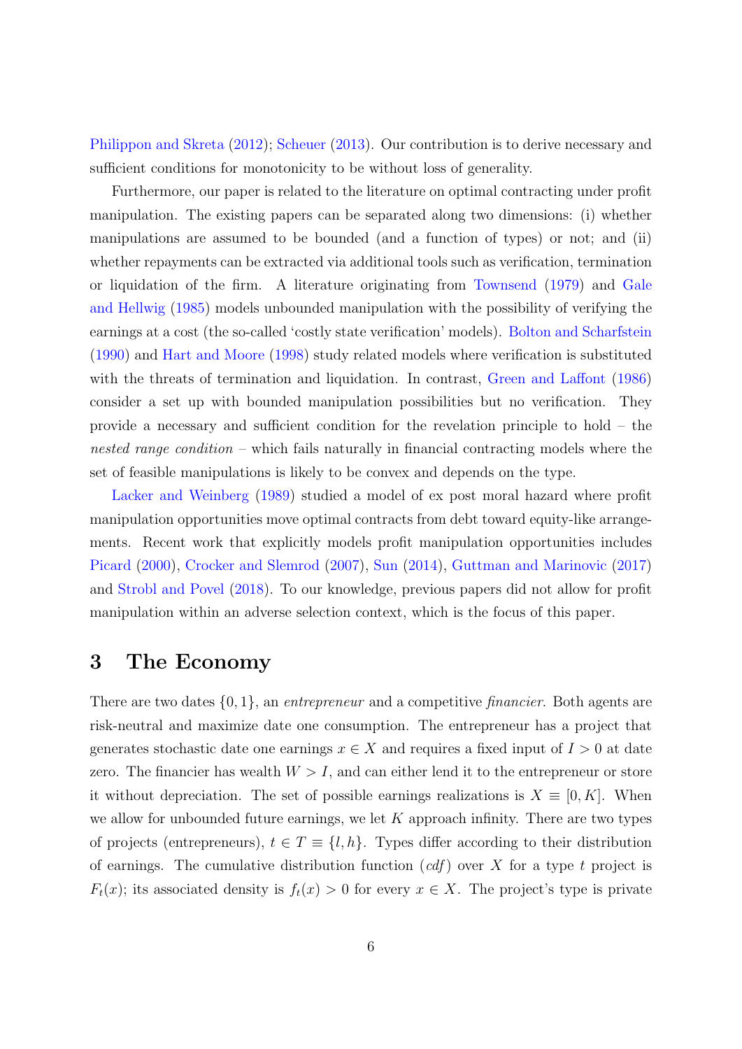Philippon and Skreta (2012); Scheuer (2013). Our contribution is to derive necessary and sufficient conditions for monotonicity to be without loss of generality.

Furthermore, our paper is related to the literature on optimal contracting under profit manipulation. The existing papers can be separated along two dimensions: (i) whether manipulations are assumed to be bounded (and a function of types) or not; and (ii) whether repayments can be extracted via additional tools such as verification, termination or liquidation of the firm. A literature originating from Townsend (1979) and Gale and Hellwig (1985) models unbounded manipulation with the possibility of verifying the earnings at a cost (the so-called 'costly state verification' models). Bolton and Scharfstein (1990) and Hart and Moore (1998) study related models where verification is substituted with the threats of termination and liquidation. In contrast, Green and Laffont (1986) consider a set up with bounded manipulation possibilities but no verification. They provide a necessary and sufficient condition for the revelation principle to hold – the *nested range condition* – which fails naturally in financial contracting models where the set of feasible manipulations is likely to be convex and depends on the type.

Lacker and Weinberg (1989) studied a model of ex post moral hazard where profit manipulation opportunities move optimal contracts from debt toward equity-like arrangements. Recent work that explicitly models profit manipulation opportunities includes Picard (2000), Crocker and Slemrod (2007), Sun (2014), Guttman and Marinovic (2017) and Strobl and Povel (2018). To our knowledge, previous papers did not allow for profit manipulation within an adverse selection context, which is the focus of this paper.

# 3 The Economy

There are two dates $\{0, 1\}$, an *entrepreneur* and a competitive *financier*. Both agents are risk-neutral and maximize date one consumption. The entrepreneur has a project that generates stochastic date one earnings $x \in X$ and requires a fixed input of $I > 0$ at date zero. The financier has wealth $W > I$, and can either lend it to the entrepreneur or store it without depreciation. The set of possible earnings realizations is $X \equiv [0, K]$. When we allow for unbounded future earnings, we let $K$ approach infinity. There are two types of projects (entrepreneurs), $t \in T \equiv \{l, h\}$. Types differ according to their distribution of earnings. The cumulative distribution function (*cdf*) over $X$ for a type $t$ project is $F_t(x)$; its associated density is $f_t(x) > 0$ for every $x \in X$. The project's type is private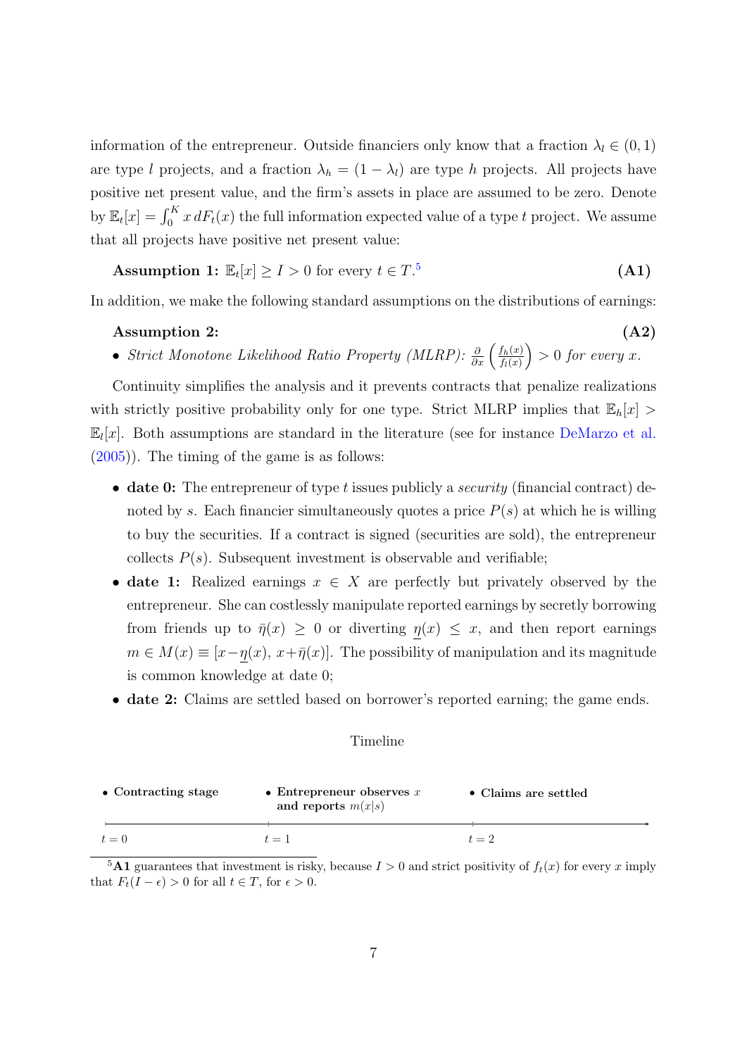information of the entrepreneur. Outside financiers only know that a fraction $\lambda_l \in (0,1)$ are type $l$ projects, and a fraction $\lambda_h = (1-\lambda_l)$ are type $h$ projects. All projects have positive net present value, and the firm's assets in place are assumed to be zero. Denote by $\mathbb{E}_t[x] = \int_0^K x\, dF_t(x)$ the full information expected value of a type $t$ project. We assume that all projects have positive net present value:

**Assumption 1:** $\mathbb{E}_t[x] \geq I > 0$ for every $t \in T$.[5] **(A1)**

In addition, we make the following standard assumptions on the distributions of earnings:

**Assumption 2:** **(A2)**

- *Strict Monotone Likelihood Ratio Property (MLRP):* $\frac{\partial}{\partial x}\left(\frac{f_h(x)}{f_l(x)}\right) > 0$ *for every* $x$.

Continuity simplifies the analysis and it prevents contracts that penalize realizations with strictly positive probability only for one type. Strict MLRP implies that $\mathbb{E}_h[x] > \mathbb{E}_l[x]$. Both assumptions are standard in the literature (see for instance DeMarzo et al. (2005)). The timing of the game is as follows:

- **date 0:** The entrepreneur of type $t$ issues publicly a *security* (financial contract) denoted by $s$. Each financier simultaneously quotes a price $P(s)$ at which he is willing to buy the securities. If a contract is signed (securities are sold), the entrepreneur collects $P(s)$. Subsequent investment is observable and verifiable;
- **date 1:** Realized earnings $x \in X$ are perfectly but privately observed by the entrepreneur. She can costlessly manipulate reported earnings by secretly borrowing from friends up to $\bar{\eta}(x) \geq 0$ or diverting $\underline{\eta}(x) \leq x$, and then report earnings $m \in M(x) \equiv [x - \underline{\eta}(x),\, x + \bar{\eta}(x)]$. The possibility of manipulation and its magnitude is common knowledge at date 0;
- **date 2:** Claims are settled based on borrower's reported earning; the game ends.

Timeline

| $t=0$ | $t=1$ | $t=2$ |
|---|---|---|
| • **Contracting stage** | • **Entrepreneur observes $x$ and reports $m(x\|s)$** | • **Claims are settled** |

[5] **A1** guarantees that investment is risky, because $I > 0$ and strict positivity of $f_t(x)$ for every $x$ imply that $F_t(I - \epsilon) > 0$ for all $t \in T$, for $\epsilon > 0$.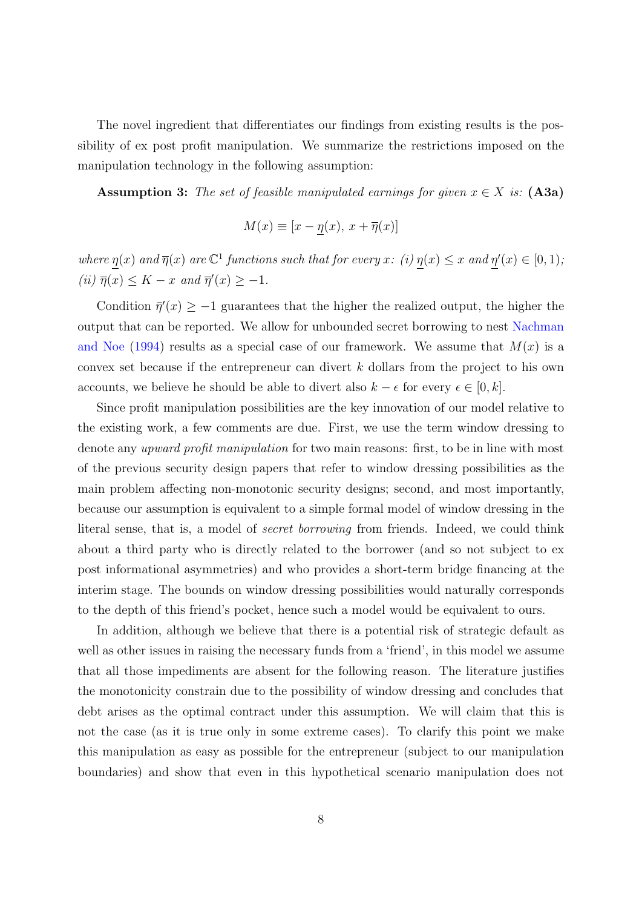The novel ingredient that differentiates our findings from existing results is the possibility of ex post profit manipulation. We summarize the restrictions imposed on the manipulation technology in the following assumption:

**Assumption 3:** *The set of feasible manipulated earnings for given $x \in X$ is:* **(A3a)**

$$M(x) \equiv [x - \underline{\eta}(x),\ x + \overline{\eta}(x)]$$

*where $\underline{\eta}(x)$ and $\overline{\eta}(x)$ are $\mathbb{C}^1$ functions such that for every $x$: (i) $\underline{\eta}(x) \leq x$ and $\underline{\eta}'(x) \in [0, 1)$; (ii) $\overline{\eta}(x) \leq K - x$ and $\overline{\eta}'(x) \geq -1$.*

Condition $\bar{\eta}'(x) \geq -1$ guarantees that the higher the realized output, the higher the output that can be reported. We allow for unbounded secret borrowing to nest Nachman and Noe (1994) results as a special case of our framework. We assume that $M(x)$ is a convex set because if the entrepreneur can divert $k$ dollars from the project to his own accounts, we believe he should be able to divert also $k - \epsilon$ for every $\epsilon \in [0, k]$.

Since profit manipulation possibilities are the key innovation of our model relative to the existing work, a few comments are due. First, we use the term window dressing to denote any *upward profit manipulation* for two main reasons: first, to be in line with most of the previous security design papers that refer to window dressing possibilities as the main problem affecting non-monotonic security designs; second, and most importantly, because our assumption is equivalent to a simple formal model of window dressing in the literal sense, that is, a model of *secret borrowing* from friends. Indeed, we could think about a third party who is directly related to the borrower (and so not subject to ex post informational asymmetries) and who provides a short-term bridge financing at the interim stage. The bounds on window dressing possibilities would naturally corresponds to the depth of this friend's pocket, hence such a model would be equivalent to ours.

In addition, although we believe that there is a potential risk of strategic default as well as other issues in raising the necessary funds from a 'friend', in this model we assume that all those impediments are absent for the following reason. The literature justifies the monotonicity constrain due to the possibility of window dressing and concludes that debt arises as the optimal contract under this assumption. We will claim that this is not the case (as it is true only in some extreme cases). To clarify this point we make this manipulation as easy as possible for the entrepreneur (subject to our manipulation boundaries) and show that even in this hypothetical scenario manipulation does not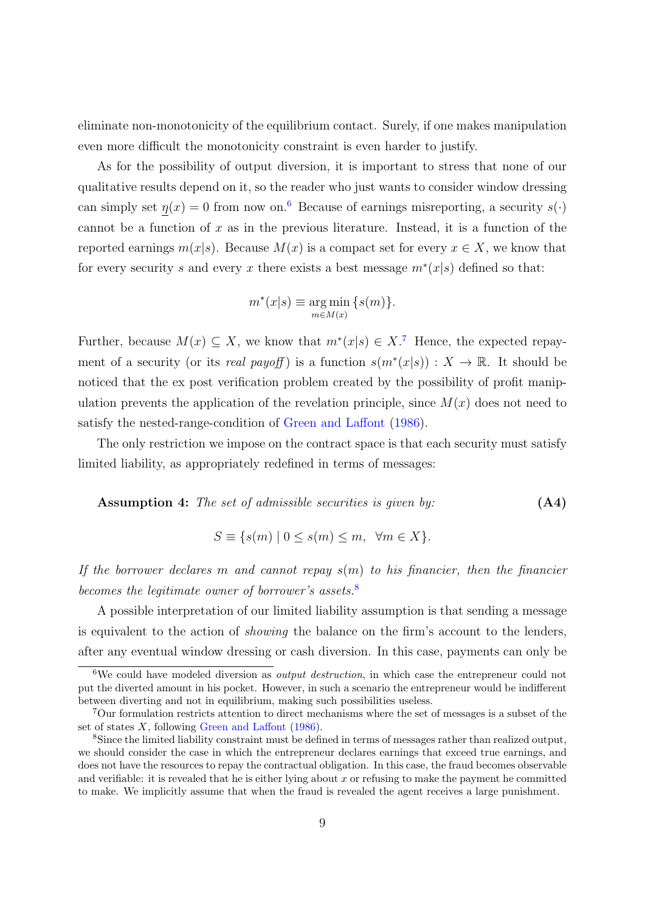eliminate non-monotonicity of the equilibrium contact. Surely, if one makes manipulation even more difficult the monotonicity constraint is even harder to justify.

As for the possibility of output diversion, it is important to stress that none of our qualitative results depend on it, so the reader who just wants to consider window dressing can simply set $\underline{\eta}(x) = 0$ from now on.[6] Because of earnings misreporting, a security $s(\cdot)$ cannot be a function of $x$ as in the previous literature. Instead, it is a function of the reported earnings $m(x|s)$. Because $M(x)$ is a compact set for every $x \in X$, we know that for every security $s$ and every $x$ there exists a best message $m^*(x|s)$ defined so that:

$$m^*(x|s) \equiv \underset{m \in M(x)}{\arg\min} \{s(m)\}.$$

Further, because $M(x) \subseteq X$, we know that $m^*(x|s) \in X$.[7] Hence, the expected repayment of a security (or its *real payoff*) is a function $s(m^*(x|s)) : X \to \mathbb{R}$. It should be noticed that the ex post verification problem created by the possibility of profit manipulation prevents the application of the revelation principle, since $M(x)$ does not need to satisfy the nested-range-condition of Green and Laffont (1986).

The only restriction we impose on the contract space is that each security must satisfy limited liability, as appropriately redefined in terms of messages:

**Assumption 4:** *The set of admissible securities is given by:* **(A4)**

$$S \equiv \{s(m) \mid 0 \leq s(m) \leq m, \ \ \forall m \in X\}.$$

*If the borrower declares $m$ and cannot repay $s(m)$ to his financier, then the financier becomes the legitimate owner of borrower's assets.*[8]

A possible interpretation of our limited liability assumption is that sending a message is equivalent to the action of *showing* the balance on the firm's account to the lenders, after any eventual window dressing or cash diversion. In this case, payments can only be

---

[6] We could have modeled diversion as *output destruction*, in which case the entrepreneur could not put the diverted amount in his pocket. However, in such a scenario the entrepreneur would be indifferent between diverting and not in equilibrium, making such possibilities useless.

[7] Our formulation restricts attention to direct mechanisms where the set of messages is a subset of the set of states $X$, following Green and Laffont (1986).

[8] Since the limited liability constraint must be defined in terms of messages rather than realized output, we should consider the case in which the entrepreneur declares earnings that exceed true earnings, and does not have the resources to repay the contractual obligation. In this case, the fraud becomes observable and verifiable: it is revealed that he is either lying about $x$ or refusing to make the payment he committed to make. We implicitly assume that when the fraud is revealed the agent receives a large punishment.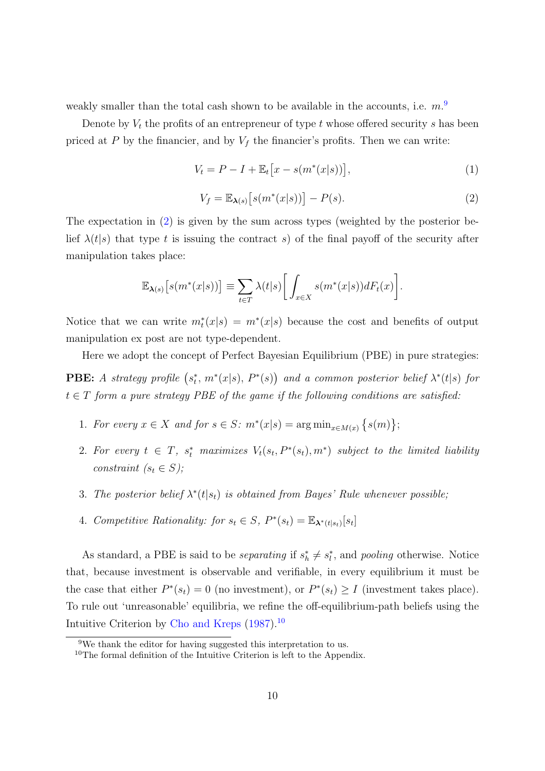weakly smaller than the total cash shown to be available in the accounts, i.e. $m$.[9]

Denote by $V_t$ the profits of an entrepreneur of type $t$ whose offered security $s$ has been priced at $P$ by the financier, and by $V_f$ the financier's profits. Then we can write:

$$V_t = P - I + \mathbb{E}_t\big[x - s(m^*(x|s))\big], \tag{1}$$

$$V_f = \mathbb{E}_{\boldsymbol{\lambda}(s)}\big[s(m^*(x|s))\big] - P(s). \tag{2}$$

The expectation in (2) is given by the sum across types (weighted by the posterior belief $\lambda(t|s)$ that type $t$ is issuing the contract $s$) of the final payoff of the security after manipulation takes place:

$$\mathbb{E}_{\boldsymbol{\lambda}(s)}\big[s(m^*(x|s))\big] \equiv \sum_{t \in T} \lambda(t|s) \bigg[ \int_{x \in X} s(m^*(x|s)) dF_t(x) \bigg].$$

Notice that we can write $m_t^*(x|s) = m^*(x|s)$ because the cost and benefits of output manipulation ex post are not type-dependent.

Here we adopt the concept of Perfect Bayesian Equilibrium (PBE) in pure strategies:

**PBE:** *A strategy profile* $\big(s_t^*, m^*(x|s), P^*(s)\big)$ *and a common posterior belief* $\lambda^*(t|s)$ *for* $t \in T$ *form a pure strategy PBE of the game if the following conditions are satisfied:*

1. *For every* $x \in X$ *and for* $s \in S$*:* $m^*(x|s) = \arg\min_{x \in M(x)} \big\{ s(m) \big\}$*;*
2. *For every* $t \in T$*,* $s_t^*$ *maximizes* $V_t(s_t, P^*(s_t), m^*)$ *subject to the limited liability constraint* ($s_t \in S$)*;*
3. *The posterior belief* $\lambda^*(t|s_t)$ *is obtained from Bayes' Rule whenever possible;*
4. *Competitive Rationality: for* $s_t \in S$*,* $P^*(s_t) = \mathbb{E}_{\boldsymbol{\lambda}^*(t|s_t)}[s_t]$

As standard, a PBE is said to be *separating* if $s_h^* \neq s_l^*$, and *pooling* otherwise. Notice that, because investment is observable and verifiable, in every equilibrium it must be the case that either $P^*(s_t) = 0$ (no investment), or $P^*(s_t) \geq I$ (investment takes place). To rule out 'unreasonable' equilibria, we refine the off-equilibrium-path beliefs using the Intuitive Criterion by Cho and Kreps (1987).[10]

[9] We thank the editor for having suggested this interpretation to us.

[10] The formal definition of the Intuitive Criterion is left to the Appendix.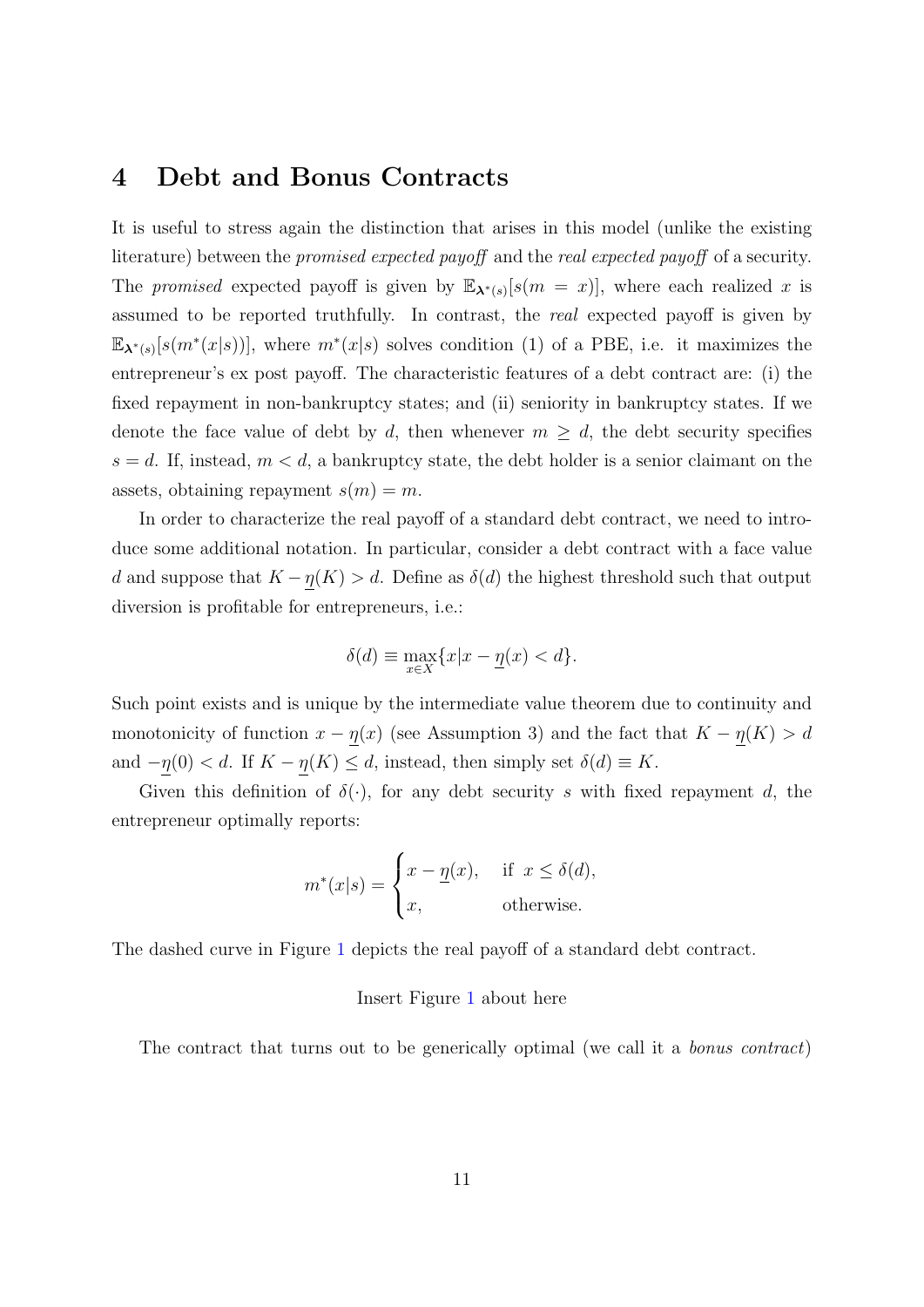## 4 Debt and Bonus Contracts

It is useful to stress again the distinction that arises in this model (unlike the existing literature) between the *promised expected payoff* and the *real expected payoff* of a security. The *promised* expected payoff is given by $\mathbb{E}_{\boldsymbol{\lambda}^*(s)}[s(m = x)]$, where each realized $x$ is assumed to be reported truthfully. In contrast, the *real* expected payoff is given by $\mathbb{E}_{\boldsymbol{\lambda}^*(s)}[s(m^*(x|s))]$, where $m^*(x|s)$ solves condition (1) of a PBE, i.e. it maximizes the entrepreneur's ex post payoff. The characteristic features of a debt contract are: (i) the fixed repayment in non-bankruptcy states; and (ii) seniority in bankruptcy states. If we denote the face value of debt by $d$, then whenever $m \geq d$, the debt security specifies $s = d$. If, instead, $m < d$, a bankruptcy state, the debt holder is a senior claimant on the assets, obtaining repayment $s(m) = m$.

In order to characterize the real payoff of a standard debt contract, we need to introduce some additional notation. In particular, consider a debt contract with a face value $d$ and suppose that $K - \underline{\eta}(K) > d$. Define as $\delta(d)$ the highest threshold such that output diversion is profitable for entrepreneurs, i.e.:

$$\delta(d) \equiv \max_{x \in X}\{x | x - \underline{\eta}(x) < d\}.$$

Such point exists and is unique by the intermediate value theorem due to continuity and monotonicity of function $x - \underline{\eta}(x)$ (see Assumption 3) and the fact that $K - \underline{\eta}(K) > d$ and $-\underline{\eta}(0) < d$. If $K - \underline{\eta}(K) \leq d$, instead, then simply set $\delta(d) \equiv K$.

Given this definition of $\delta(\cdot)$, for any debt security $s$ with fixed repayment $d$, the entrepreneur optimally reports:

$$m^*(x|s) = \begin{cases} x - \underline{\eta}(x), & \text{if } x \leq \delta(d), \\ x, & \text{otherwise.} \end{cases}$$

The dashed curve in Figure 1 depicts the real payoff of a standard debt contract.

Insert Figure 1 about here

The contract that turns out to be generically optimal (we call it a *bonus contract*)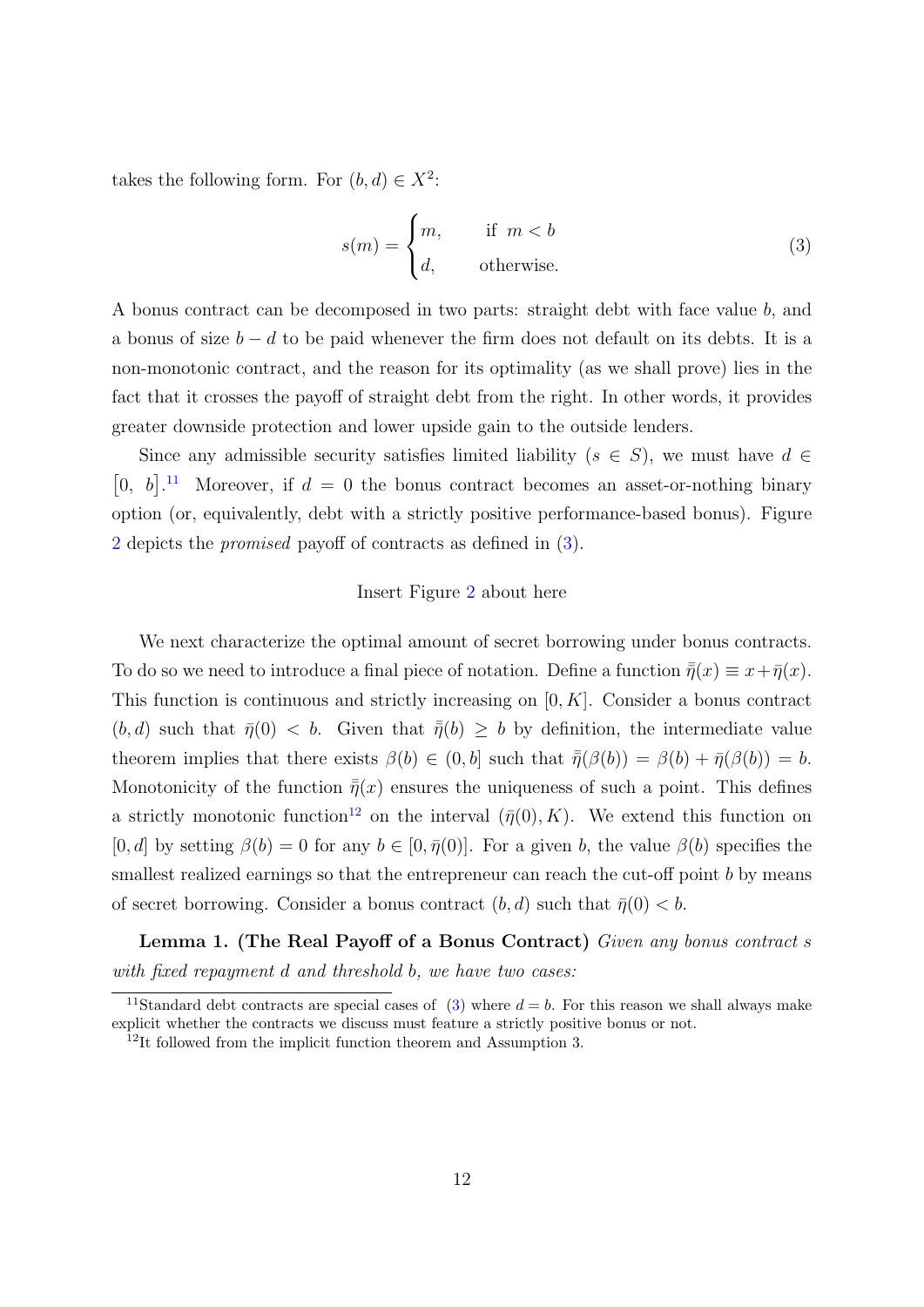takes the following form. For $(b, d) \in X^2$:

$$s(m) = \begin{cases} m, & \text{if } m < b \\ d, & \text{otherwise.} \end{cases} \tag{3}$$

A bonus contract can be decomposed in two parts: straight debt with face value $b$, and a bonus of size $b - d$ to be paid whenever the firm does not default on its debts. It is a non-monotonic contract, and the reason for its optimality (as we shall prove) lies in the fact that it crosses the payoff of straight debt from the right. In other words, it provides greater downside protection and lower upside gain to the outside lenders.

Since any admissible security satisfies limited liability ($s \in S$), we must have $d \in [0,\ b]$.[11] Moreover, if $d = 0$ the bonus contract becomes an asset-or-nothing binary option (or, equivalently, debt with a strictly positive performance-based bonus). Figure 2 depicts the *promised* payoff of contracts as defined in (3).

Insert Figure 2 about here

We next characterize the optimal amount of secret borrowing under bonus contracts. To do so we need to introduce a final piece of notation. Define a function $\bar{\bar{\eta}}(x) \equiv x + \bar{\eta}(x)$. This function is continuous and strictly increasing on $[0, K]$. Consider a bonus contract $(b, d)$ such that $\bar{\eta}(0) < b$. Given that $\bar{\bar{\eta}}(b) \geq b$ by definition, the intermediate value theorem implies that there exists $\beta(b) \in (0, b]$ such that $\bar{\bar{\eta}}(\beta(b)) = \beta(b) + \bar{\eta}(\beta(b)) = b$. Monotonicity of the function $\bar{\bar{\eta}}(x)$ ensures the uniqueness of such a point. This defines a strictly monotonic function[12] on the interval $(\bar{\eta}(0), K)$. We extend this function on $[0, d]$ by setting $\beta(b) = 0$ for any $b \in [0, \bar{\eta}(0)]$. For a given $b$, the value $\beta(b)$ specifies the smallest realized earnings so that the entrepreneur can reach the cut-off point $b$ by means of secret borrowing. Consider a bonus contract $(b, d)$ such that $\bar{\eta}(0) < b$.

**Lemma 1. (The Real Payoff of a Bonus Contract)** *Given any bonus contract $s$ with fixed repayment $d$ and threshold $b$, we have two cases:*

---

[11] Standard debt contracts are special cases of (3) where $d = b$. For this reason we shall always make explicit whether the contracts we discuss must feature a strictly positive bonus or not.

[12] It followed from the implicit function theorem and Assumption 3.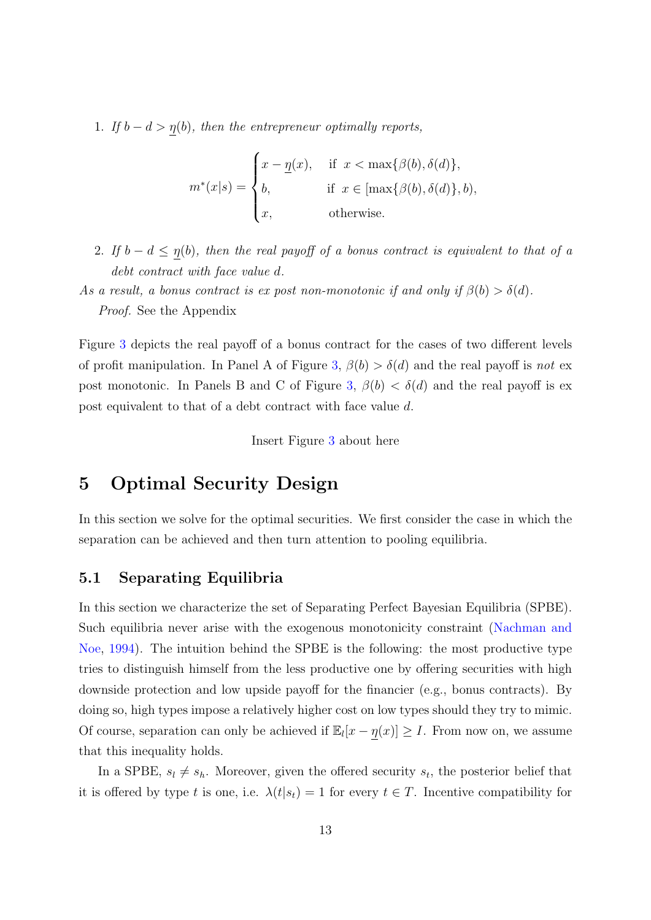1. *If $b - d > \underline{\eta}(b)$, then the entrepreneur optimally reports,*

$$m^*(x|s) = \begin{cases} x - \underline{\eta}(x), & \text{if } \; x < \max\{\beta(b), \delta(d)\}, \\ b, & \text{if } \; x \in [\max\{\beta(b), \delta(d)\}, b), \\ x, & \text{otherwise.} \end{cases}$$

2. *If $b - d \leq \underline{\eta}(b)$, then the real payoff of a bonus contract is equivalent to that of a debt contract with face value $d$.*

*As a result, a bonus contract is ex post non-monotonic if and only if $\beta(b) > \delta(d)$.*

*Proof.* See the Appendix

Figure 3 depicts the real payoff of a bonus contract for the cases of two different levels of profit manipulation. In Panel A of Figure 3, $\beta(b) > \delta(d)$ and the real payoff is *not* ex post monotonic. In Panels B and C of Figure 3, $\beta(b) < \delta(d)$ and the real payoff is ex post equivalent to that of a debt contract with face value $d$.

Insert Figure 3 about here

# 5 Optimal Security Design

In this section we solve for the optimal securities. We first consider the case in which the separation can be achieved and then turn attention to pooling equilibria.

## 5.1 Separating Equilibria

In this section we characterize the set of Separating Perfect Bayesian Equilibria (SPBE). Such equilibria never arise with the exogenous monotonicity constraint (Nachman and Noe, 1994). The intuition behind the SPBE is the following: the most productive type tries to distinguish himself from the less productive one by offering securities with high downside protection and low upside payoff for the financier (e.g., bonus contracts). By doing so, high types impose a relatively higher cost on low types should they try to mimic. Of course, separation can only be achieved if $\mathbb{E}_l[x - \underline{\eta}(x)] \geq I$. From now on, we assume that this inequality holds.

In a SPBE, $s_l \neq s_h$. Moreover, given the offered security $s_t$, the posterior belief that it is offered by type $t$ is one, i.e. $\lambda(t|s_t) = 1$ for every $t \in T$. Incentive compatibility for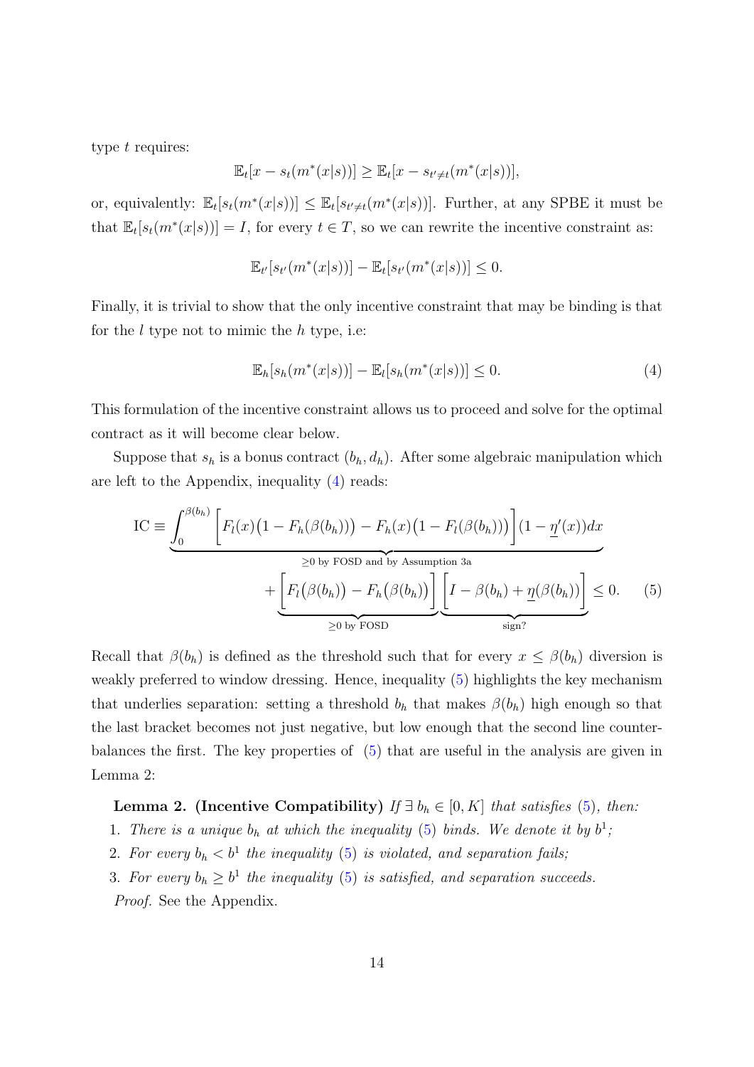type $t$ requires:

$$\mathbb{E}_t[x - s_t(m^*(x|s))] \geq \mathbb{E}_t[x - s_{t' \neq t}(m^*(x|s))],$$

or, equivalently: $\mathbb{E}_t[s_t(m^*(x|s))] \leq \mathbb{E}_t[s_{t' \neq t}(m^*(x|s))]$. Further, at any SPBE it must be that $\mathbb{E}_t[s_t(m^*(x|s))] = I$, for every $t \in T$, so we can rewrite the incentive constraint as:

$$\mathbb{E}_{t'}[s_{t'}(m^*(x|s))] - \mathbb{E}_t[s_{t'}(m^*(x|s))] \leq 0.$$

Finally, it is trivial to show that the only incentive constraint that may be binding is that for the $l$ type not to mimic the $h$ type, i.e:

$$\mathbb{E}_h[s_h(m^*(x|s))] - \mathbb{E}_l[s_h(m^*(x|s))] \leq 0. \tag{4}$$

This formulation of the incentive constraint allows us to proceed and solve for the optimal contract as it will become clear below.

Suppose that $s_h$ is a bonus contract $(b_h, d_h)$. After some algebraic manipulation which are left to the Appendix, inequality (4) reads:

$$\text{IC} \equiv \underbrace{\int_0^{\beta(b_h)} \Big[ F_l(x)\big(1 - F_h(\beta(b_h))\big) - F_h(x)\big(1 - F_l(\beta(b_h))\big) \Big] (1 - \underline{\eta}'(x)) dx}_{\geq 0 \text{ by FOSD and by Assumption 3a}}$$
$$+ \underbrace{\Big[ F_l\big(\beta(b_h)\big) - F_h\big(\beta(b_h)\big) \Big]}_{\geq 0 \text{ by FOSD}} \underbrace{\Big[ I - \beta(b_h) + \underline{\eta}(\beta(b_h)) \Big]}_{\text{sign?}} \leq 0. \tag{5}$$

Recall that $\beta(b_h)$ is defined as the threshold such that for every $x \leq \beta(b_h)$ diversion is weakly preferred to window dressing. Hence, inequality (5) highlights the key mechanism that underlies separation: setting a threshold $b_h$ that makes $\beta(b_h)$ high enough so that the last bracket becomes not just negative, but low enough that the second line counter-balances the first. The key properties of (5) that are useful in the analysis are given in Lemma 2:

**Lemma 2. (Incentive Compatibility)** *If $\exists\, b_h \in [0, K]$ that satisfies (5), then:*

1. *There is a unique $b_h$ at which the inequality (5) binds. We denote it by $b^1$;*
2. *For every $b_h < b^1$ the inequality (5) is violated, and separation fails;*
3. *For every $b_h \geq b^1$ the inequality (5) is satisfied, and separation succeeds.*

*Proof.* See the Appendix.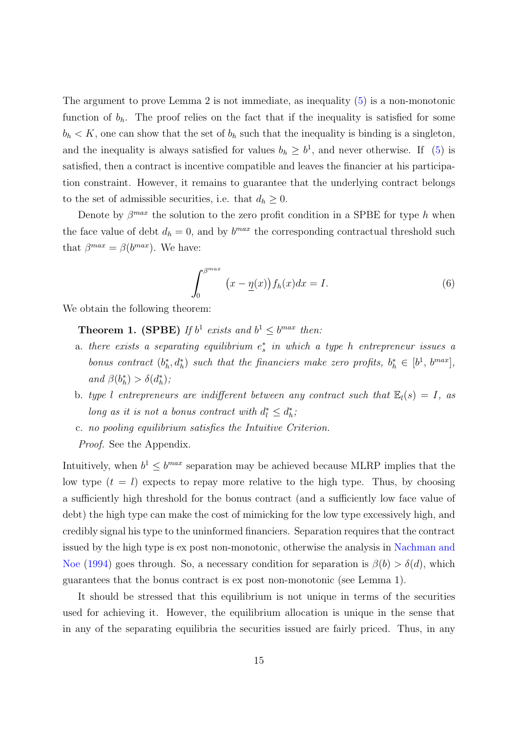The argument to prove Lemma 2 is not immediate, as inequality (5) is a non-monotonic function of $b_h$. The proof relies on the fact that if the inequality is satisfied for some $b_h < K$, one can show that the set of $b_h$ such that the inequality is binding is a singleton, and the inequality is always satisfied for values $b_h \geq b^1$, and never otherwise. If (5) is satisfied, then a contract is incentive compatible and leaves the financier at his participation constraint. However, it remains to guarantee that the underlying contract belongs to the set of admissible securities, i.e. that $d_h \geq 0$.

Denote by $\beta^{max}$ the solution to the zero profit condition in a SPBE for type $h$ when the face value of debt $d_h = 0$, and by $b^{max}$ the corresponding contractual threshold such that $\beta^{max} = \beta(b^{max})$. We have:

$$\int_0^{\beta^{max}} \big(x - \underline{\eta}(x)\big) f_h(x) dx = I. \tag{6}$$

We obtain the following theorem:

**Theorem 1. (SPBE)** *If $b^1$ exists and $b^1 \leq b^{max}$ then:*

a. *there exists a separating equilibrium $e_s^*$ in which a type $h$ entrepreneur issues a bonus contract $(b_h^*, d_h^*)$ such that the financiers make zero profits, $b_h^* \in [b^1, b^{max}]$, and $\beta(b_h^*) > \delta(d_h^*)$;*

b. *type $l$ entrepreneurs are indifferent between any contract such that $\mathbb{E}_l(s) = I$, as long as it is not a bonus contract with $d_l^* \leq d_h^*$;*

c. *no pooling equilibrium satisfies the Intuitive Criterion.*

*Proof.* See the Appendix.

Intuitively, when $b^1 \leq b^{max}$ separation may be achieved because MLRP implies that the low type $(t = l)$ expects to repay more relative to the high type. Thus, by choosing a sufficiently high threshold for the bonus contract (and a sufficiently low face value of debt) the high type can make the cost of mimicking for the low type excessively high, and credibly signal his type to the uninformed financiers. Separation requires that the contract issued by the high type is ex post non-monotonic, otherwise the analysis in Nachman and Noe (1994) goes through. So, a necessary condition for separation is $\beta(b) > \delta(d)$, which guarantees that the bonus contract is ex post non-monotonic (see Lemma 1).

It should be stressed that this equilibrium is not unique in terms of the securities used for achieving it. However, the equilibrium allocation is unique in the sense that in any of the separating equilibria the securities issued are fairly priced. Thus, in any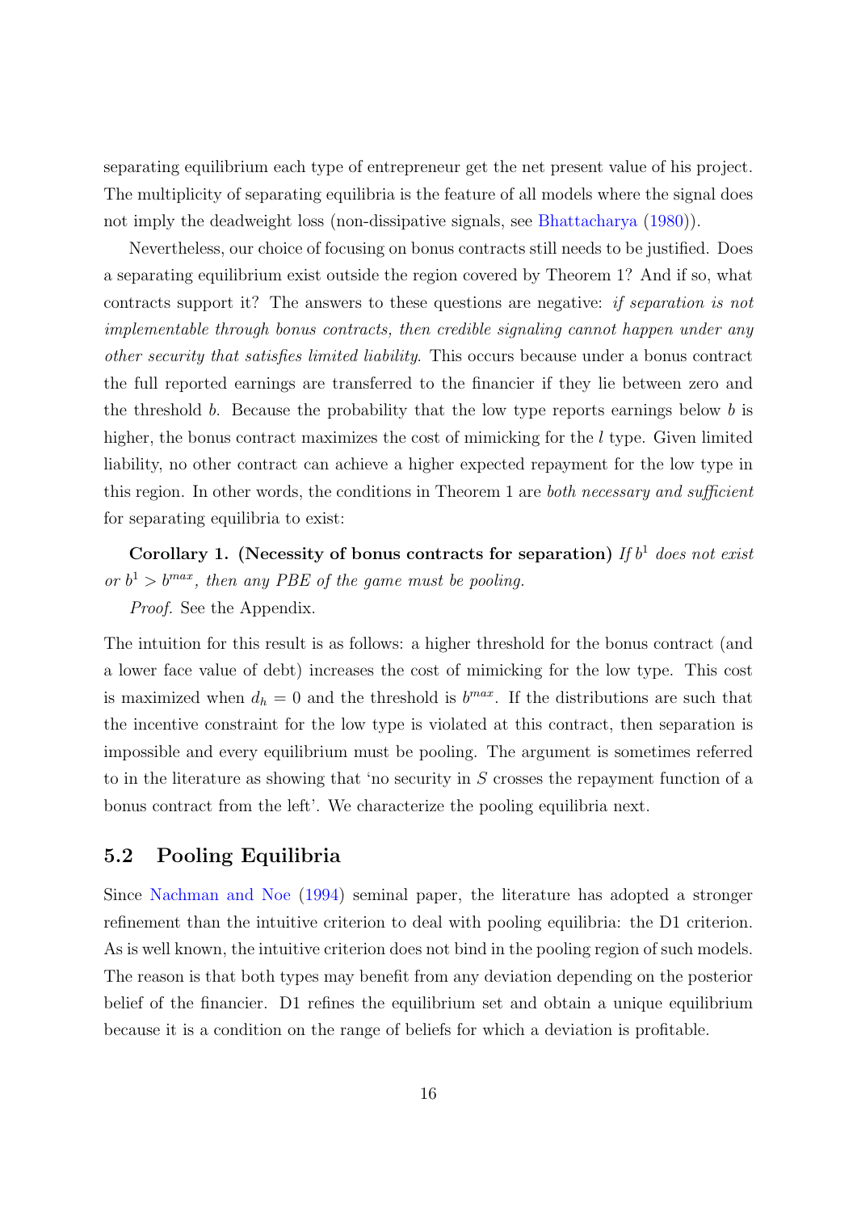separating equilibrium each type of entrepreneur get the net present value of his project. The multiplicity of separating equilibria is the feature of all models where the signal does not imply the deadweight loss (non-dissipative signals, see Bhattacharya (1980)).

Nevertheless, our choice of focusing on bonus contracts still needs to be justified. Does a separating equilibrium exist outside the region covered by Theorem 1? And if so, what contracts support it? The answers to these questions are negative: *if separation is not implementable through bonus contracts, then credible signaling cannot happen under any other security that satisfies limited liability*. This occurs because under a bonus contract the full reported earnings are transferred to the financier if they lie between zero and the threshold $b$. Because the probability that the low type reports earnings below $b$ is higher, the bonus contract maximizes the cost of mimicking for the $l$ type. Given limited liability, no other contract can achieve a higher expected repayment for the low type in this region. In other words, the conditions in Theorem 1 are *both necessary and sufficient* for separating equilibria to exist:

**Corollary 1. (Necessity of bonus contracts for separation)** *If $b^1$ does not exist or $b^1 > b^{max}$, then any PBE of the game must be pooling.*

*Proof.* See the Appendix.

The intuition for this result is as follows: a higher threshold for the bonus contract (and a lower face value of debt) increases the cost of mimicking for the low type. This cost is maximized when $d_h = 0$ and the threshold is $b^{max}$. If the distributions are such that the incentive constraint for the low type is violated at this contract, then separation is impossible and every equilibrium must be pooling. The argument is sometimes referred to in the literature as showing that 'no security in $S$ crosses the repayment function of a bonus contract from the left'. We characterize the pooling equilibria next.

## 5.2 Pooling Equilibria

Since Nachman and Noe (1994) seminal paper, the literature has adopted a stronger refinement than the intuitive criterion to deal with pooling equilibria: the D1 criterion. As is well known, the intuitive criterion does not bind in the pooling region of such models. The reason is that both types may benefit from any deviation depending on the posterior belief of the financier. D1 refines the equilibrium set and obtain a unique equilibrium because it is a condition on the range of beliefs for which a deviation is profitable.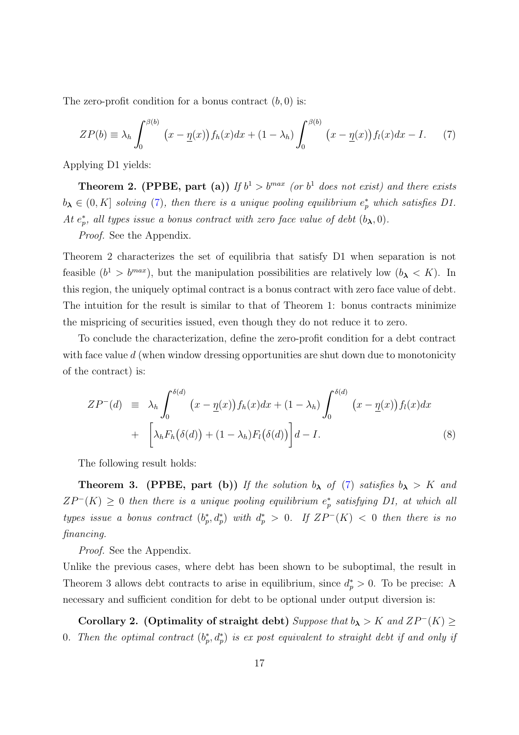The zero-profit condition for a bonus contract $(b, 0)$ is:

$$ZP(b) \equiv \lambda_h \int_0^{\beta(b)} \big(x - \underline{\eta}(x)\big) f_h(x)dx + (1 - \lambda_h) \int_0^{\beta(b)} \big(x - \underline{\eta}(x)\big) f_l(x)dx - I. \tag{7}$$

Applying D1 yields:

**Theorem 2. (PPBE, part (a))** *If $b^1 > b^{max}$ (or $b^1$ does not exist) and there exists $b_{\boldsymbol{\lambda}} \in (0, K]$ solving (7), then there is a unique pooling equilibrium $e_p^*$ which satisfies D1. At $e_p^*$, all types issue a bonus contract with zero face value of debt $(b_{\boldsymbol{\lambda}}, 0)$.*

*Proof.* See the Appendix.

Theorem 2 characterizes the set of equilibria that satisfy D1 when separation is not feasible ($b^1 > b^{max}$), but the manipulation possibilities are relatively low ($b_{\boldsymbol{\lambda}} < K$). In this region, the uniquely optimal contract is a bonus contract with zero face value of debt. The intuition for the result is similar to that of Theorem 1: bonus contracts minimize the mispricing of securities issued, even though they do not reduce it to zero.

To conclude the characterization, define the zero-profit condition for a debt contract with face value $d$ (when window dressing opportunities are shut down due to monotonicity of the contract) is:

$$\begin{aligned} ZP^{-}(d) \;\; &\equiv \;\; \lambda_h \int_0^{\delta(d)} \big(x - \underline{\eta}(x)\big) f_h(x)dx + (1 - \lambda_h) \int_0^{\delta(d)} \big(x - \underline{\eta}(x)\big) f_l(x)dx \\ &+ \;\; \Big[\lambda_h F_h\big(\delta(d)\big) + (1 - \lambda_h) F_l\big(\delta(d)\big)\Big] d - I. \end{aligned} \tag{8}$$

The following result holds:

**Theorem 3. (PPBE, part (b))** *If the solution $b_{\boldsymbol{\lambda}}$ of (7) satisfies $b_{\boldsymbol{\lambda}} > K$ and $ZP^{-}(K) \geq 0$ then there is a unique pooling equilibrium $e_p^*$ satisfying D1, at which all types issue a bonus contract $(b_p^*, d_p^*)$ with $d_p^* > 0$. If $ZP^{-}(K) < 0$ then there is no financing.*

*Proof.* See the Appendix.

Unlike the previous cases, where debt has been shown to be suboptimal, the result in Theorem 3 allows debt contracts to arise in equilibrium, since $d_p^* > 0$. To be precise: A necessary and sufficient condition for debt to be optional under output diversion is:

**Corollary 2. (Optimality of straight debt)** *Suppose that $b_{\boldsymbol{\lambda}} > K$ and $ZP^{-}(K) \geq 0$. Then the optimal contract $(b_p^*, d_p^*)$ is ex post equivalent to straight debt if and only if*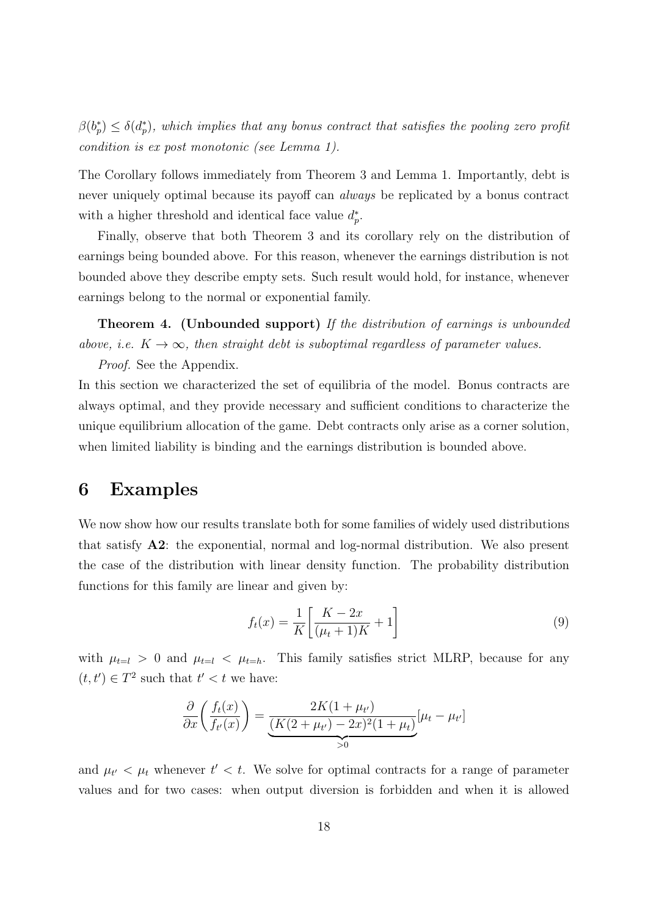*$\beta(b_p^*) \leq \delta(d_p^*)$, which implies that any bonus contract that satisfies the pooling zero profit condition is ex post monotonic (see Lemma 1).*

The Corollary follows immediately from Theorem 3 and Lemma 1. Importantly, debt is never uniquely optimal because its payoff can *always* be replicated by a bonus contract with a higher threshold and identical face value $d_p^*$.

Finally, observe that both Theorem 3 and its corollary rely on the distribution of earnings being bounded above. For this reason, whenever the earnings distribution is not bounded above they describe empty sets. Such result would hold, for instance, whenever earnings belong to the normal or exponential family.

**Theorem 4. (Unbounded support)** *If the distribution of earnings is unbounded above, i.e. $K \to \infty$, then straight debt is suboptimal regardless of parameter values.*

*Proof.* See the Appendix.

In this section we characterized the set of equilibria of the model. Bonus contracts are always optimal, and they provide necessary and sufficient conditions to characterize the unique equilibrium allocation of the game. Debt contracts only arise as a corner solution, when limited liability is binding and the earnings distribution is bounded above.

# 6 Examples

We now show how our results translate both for some families of widely used distributions that satisfy **A2**: the exponential, normal and log-normal distribution. We also present the case of the distribution with linear density function. The probability distribution functions for this family are linear and given by:

$$f_t(x) = \frac{1}{K}\left[\frac{K - 2x}{(\mu_t + 1)K} + 1\right] \tag{9}$$

with $\mu_{t=l} > 0$ and $\mu_{t=l} < \mu_{t=h}$. This family satisfies strict MLRP, because for any $(t, t') \in T^2$ such that $t' < t$ we have:

$$\frac{\partial}{\partial x}\left(\frac{f_t(x)}{f_{t'}(x)}\right) = \underbrace{\frac{2K(1 + \mu_{t'})}{(K(2 + \mu_{t'}) - 2x)^2(1 + \mu_t)}}_{>0}[\mu_t - \mu_{t'}]$$

and $\mu_{t'} < \mu_t$ whenever $t' < t$. We solve for optimal contracts for a range of parameter values and for two cases: when output diversion is forbidden and when it is allowed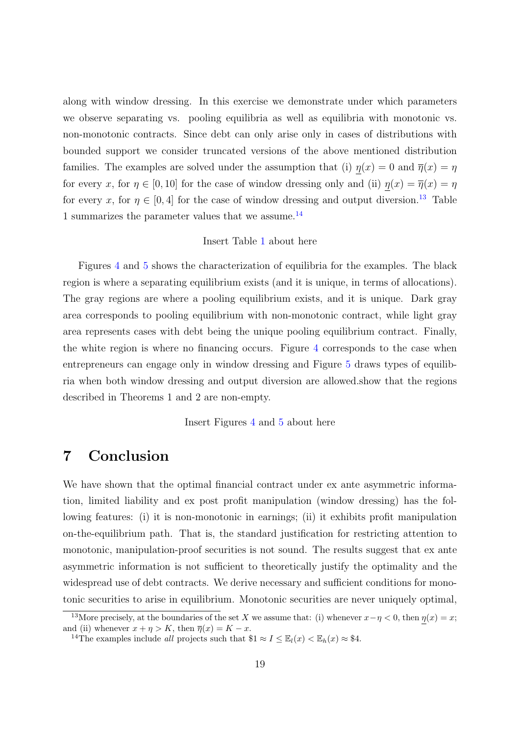along with window dressing. In this exercise we demonstrate under which parameters we observe separating vs. pooling equilibria as well as equilibria with monotonic vs. non-monotonic contracts. Since debt can only arise only in cases of distributions with bounded support we consider truncated versions of the above mentioned distribution families. The examples are solved under the assumption that (i) $\underline{\eta}(x) = 0$ and $\overline{\eta}(x) = \eta$ for every $x$, for $\eta \in [0, 10]$ for the case of window dressing only and (ii) $\underline{\eta}(x) = \overline{\eta}(x) = \eta$ for every $x$, for $\eta \in [0, 4]$ for the case of window dressing and output diversion.[13] Table 1 summarizes the parameter values that we assume.[14]

Insert Table 1 about here

Figures 4 and 5 shows the characterization of equilibria for the examples. The black region is where a separating equilibrium exists (and it is unique, in terms of allocations). The gray regions are where a pooling equilibrium exists, and it is unique. Dark gray area corresponds to pooling equilibrium with non-monotonic contract, while light gray area represents cases with debt being the unique pooling equilibrium contract. Finally, the white region is where no financing occurs. Figure 4 corresponds to the case when entrepreneurs can engage only in window dressing and Figure 5 draws types of equilibria when both window dressing and output diversion are allowed.show that the regions described in Theorems 1 and 2 are non-empty.

Insert Figures 4 and 5 about here

# 7 Conclusion

We have shown that the optimal financial contract under ex ante asymmetric information, limited liability and ex post profit manipulation (window dressing) has the following features: (i) it is non-monotonic in earnings; (ii) it exhibits profit manipulation on-the-equilibrium path. That is, the standard justification for restricting attention to monotonic, manipulation-proof securities is not sound. The results suggest that ex ante asymmetric information is not sufficient to theoretically justify the optimality and the widespread use of debt contracts. We derive necessary and sufficient conditions for monotonic securities to arise in equilibrium. Monotonic securities are never uniquely optimal,

---

[13] More precisely, at the boundaries of the set $X$ we assume that: (i) whenever $x - \eta < 0$, then $\underline{\eta}(x) = x$; and (ii) whenever $x + \eta > K$, then $\overline{\eta}(x) = K - x$.

[14] The examples include *all* projects such that $\$1 \approx I \leq \mathbb{E}_l(x) < \mathbb{E}_h(x) \approx \$4$.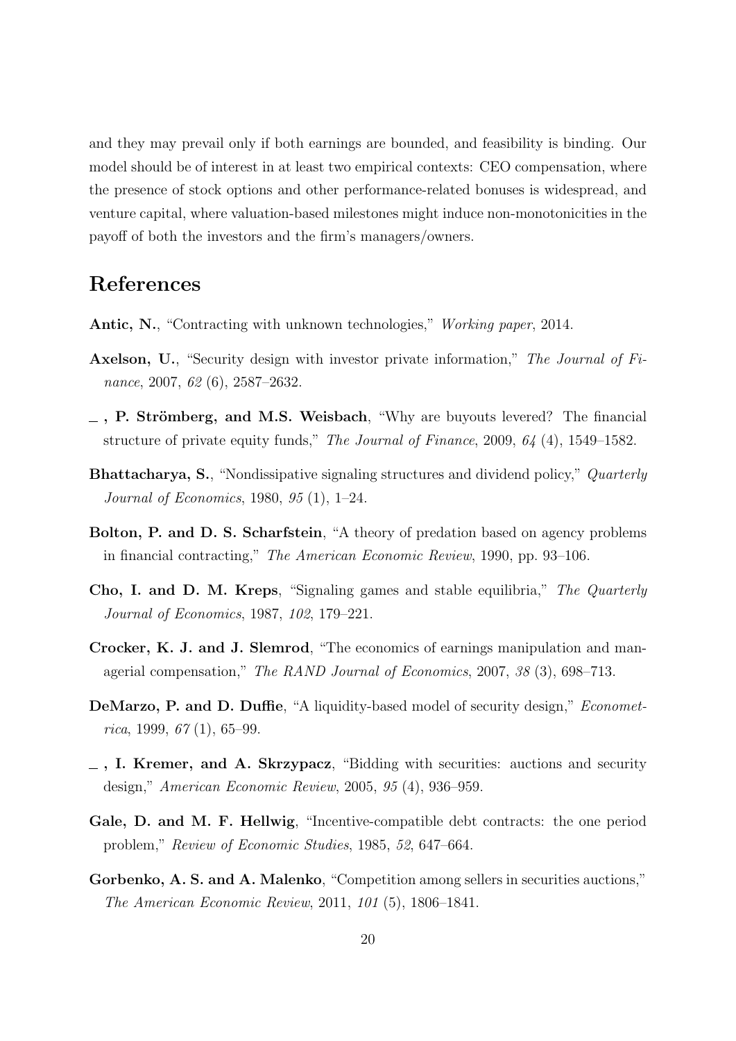and they may prevail only if both earnings are bounded, and feasibility is binding. Our model should be of interest in at least two empirical contexts: CEO compensation, where the presence of stock options and other performance-related bonuses is widespread, and venture capital, where valuation-based milestones might induce non-monotonicities in the payoff of both the investors and the firm's managers/owners.

# References

**Antic, N.**, "Contracting with unknown technologies," *Working paper*, 2014.

**Axelson, U.**, "Security design with investor private information," *The Journal of Finance*, 2007, *62* (6), 2587–2632.

**\_ , P. Strömberg, and M.S. Weisbach**, "Why are buyouts levered? The financial structure of private equity funds," *The Journal of Finance*, 2009, *64* (4), 1549–1582.

**Bhattacharya, S.**, "Nondissipative signaling structures and dividend policy," *Quarterly Journal of Economics*, 1980, *95* (1), 1–24.

**Bolton, P. and D. S. Scharfstein**, "A theory of predation based on agency problems in financial contracting," *The American Economic Review*, 1990, pp. 93–106.

**Cho, I. and D. M. Kreps**, "Signaling games and stable equilibria," *The Quarterly Journal of Economics*, 1987, *102*, 179–221.

**Crocker, K. J. and J. Slemrod**, "The economics of earnings manipulation and managerial compensation," *The RAND Journal of Economics*, 2007, *38* (3), 698–713.

**DeMarzo, P. and D. Duffie**, "A liquidity-based model of security design," *Econometrica*, 1999, *67* (1), 65–99.

**\_ , I. Kremer, and A. Skrzypacz**, "Bidding with securities: auctions and security design," *American Economic Review*, 2005, *95* (4), 936–959.

**Gale, D. and M. F. Hellwig**, "Incentive-compatible debt contracts: the one period problem," *Review of Economic Studies*, 1985, *52*, 647–664.

**Gorbenko, A. S. and A. Malenko**, "Competition among sellers in securities auctions," *The American Economic Review*, 2011, *101* (5), 1806–1841.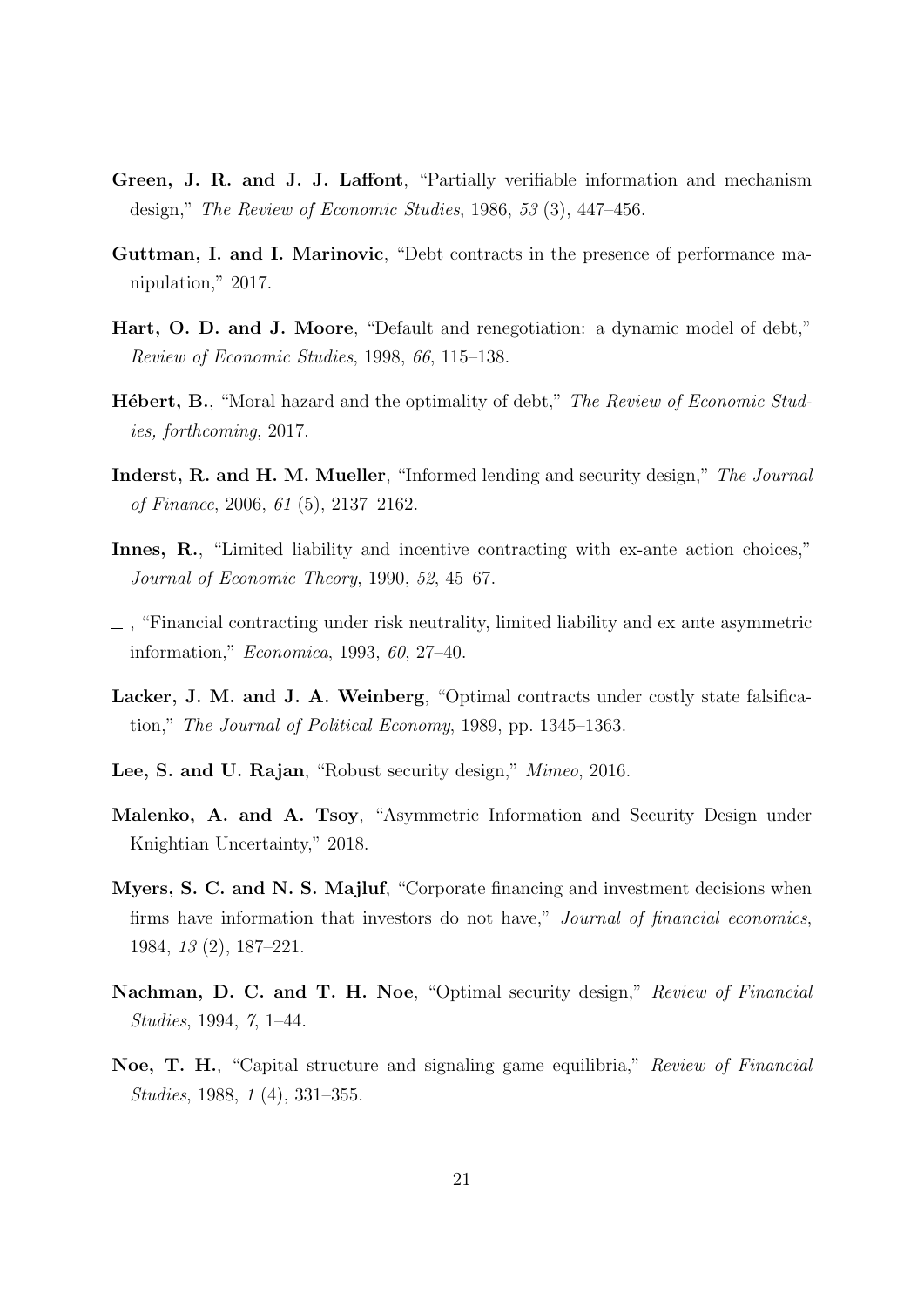**Green, J. R. and J. J. Laffont**, "Partially verifiable information and mechanism design," *The Review of Economic Studies*, 1986, *53* (3), 447–456.

**Guttman, I. and I. Marinovic**, "Debt contracts in the presence of performance manipulation," 2017.

**Hart, O. D. and J. Moore**, "Default and renegotiation: a dynamic model of debt," *Review of Economic Studies*, 1998, *66*, 115–138.

**Hébert, B.**, "Moral hazard and the optimality of debt," *The Review of Economic Studies, forthcoming*, 2017.

**Inderst, R. and H. M. Mueller**, "Informed lending and security design," *The Journal of Finance*, 2006, *61* (5), 2137–2162.

**Innes, R.**, "Limited liability and incentive contracting with ex-ante action choices," *Journal of Economic Theory*, 1990, *52*, 45–67.

\_ , "Financial contracting under risk neutrality, limited liability and ex ante asymmetric information," *Economica*, 1993, *60*, 27–40.

**Lacker, J. M. and J. A. Weinberg**, "Optimal contracts under costly state falsification," *The Journal of Political Economy*, 1989, pp. 1345–1363.

**Lee, S. and U. Rajan**, "Robust security design," *Mimeo*, 2016.

**Malenko, A. and A. Tsoy**, "Asymmetric Information and Security Design under Knightian Uncertainty," 2018.

**Myers, S. C. and N. S. Majluf**, "Corporate financing and investment decisions when firms have information that investors do not have," *Journal of financial economics*, 1984, *13* (2), 187–221.

**Nachman, D. C. and T. H. Noe**, "Optimal security design," *Review of Financial Studies*, 1994, *7*, 1–44.

**Noe, T. H.**, "Capital structure and signaling game equilibria," *Review of Financial Studies*, 1988, *1* (4), 331–355.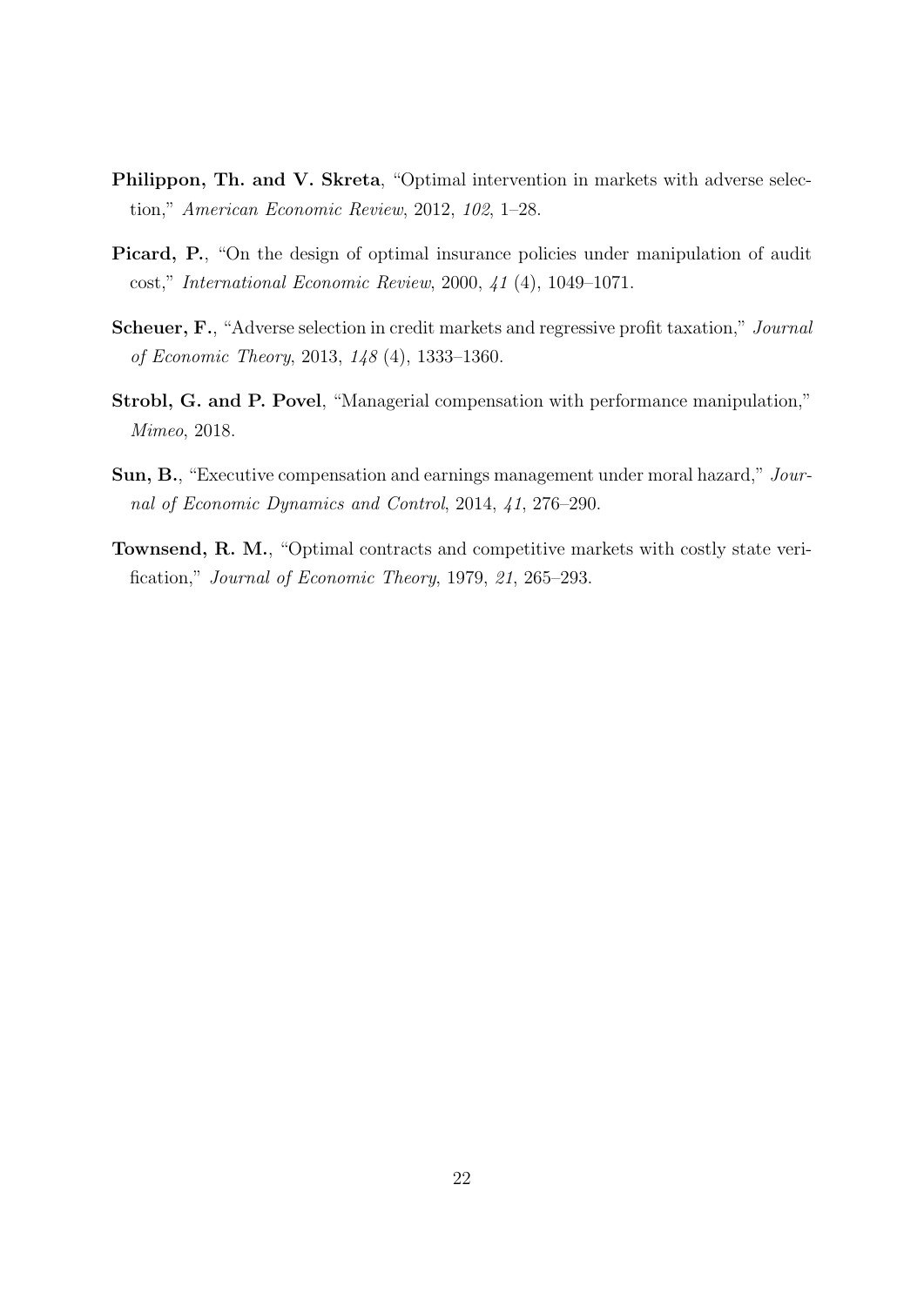**Philippon, Th. and V. Skreta**, "Optimal intervention in markets with adverse selection," *American Economic Review*, 2012, *102*, 1–28.

**Picard, P.**, "On the design of optimal insurance policies under manipulation of audit cost," *International Economic Review*, 2000, *41* (4), 1049–1071.

**Scheuer, F.**, "Adverse selection in credit markets and regressive profit taxation," *Journal of Economic Theory*, 2013, *148* (4), 1333–1360.

**Strobl, G. and P. Povel**, "Managerial compensation with performance manipulation," *Mimeo*, 2018.

**Sun, B.**, "Executive compensation and earnings management under moral hazard," *Journal of Economic Dynamics and Control*, 2014, *41*, 276–290.

**Townsend, R. M.**, "Optimal contracts and competitive markets with costly state verification," *Journal of Economic Theory*, 1979, *21*, 265–293.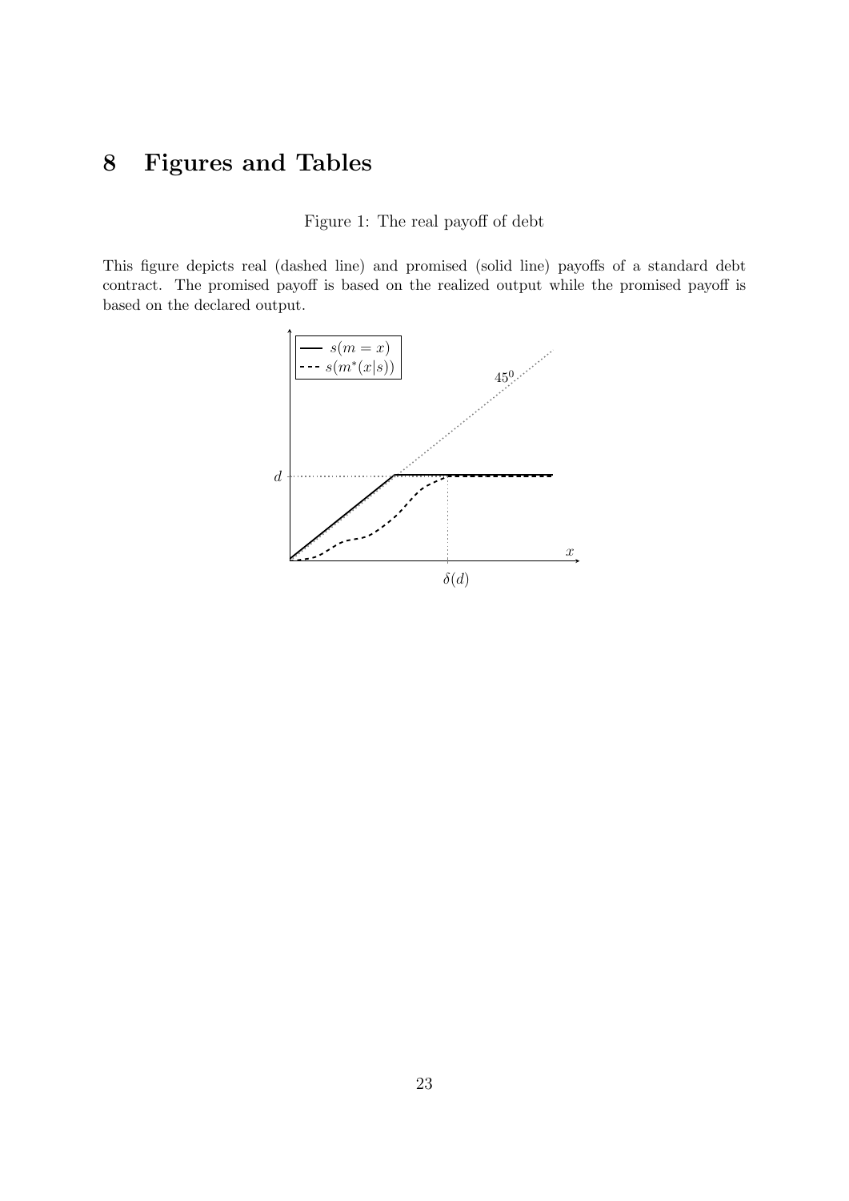# 8 Figures and Tables

Figure 1: The real payoff of debt

This figure depicts real (dashed line) and promised (solid line) payoffs of a standard debt contract. The promised payoff is based on the realized output while the promised payoff is based on the declared output.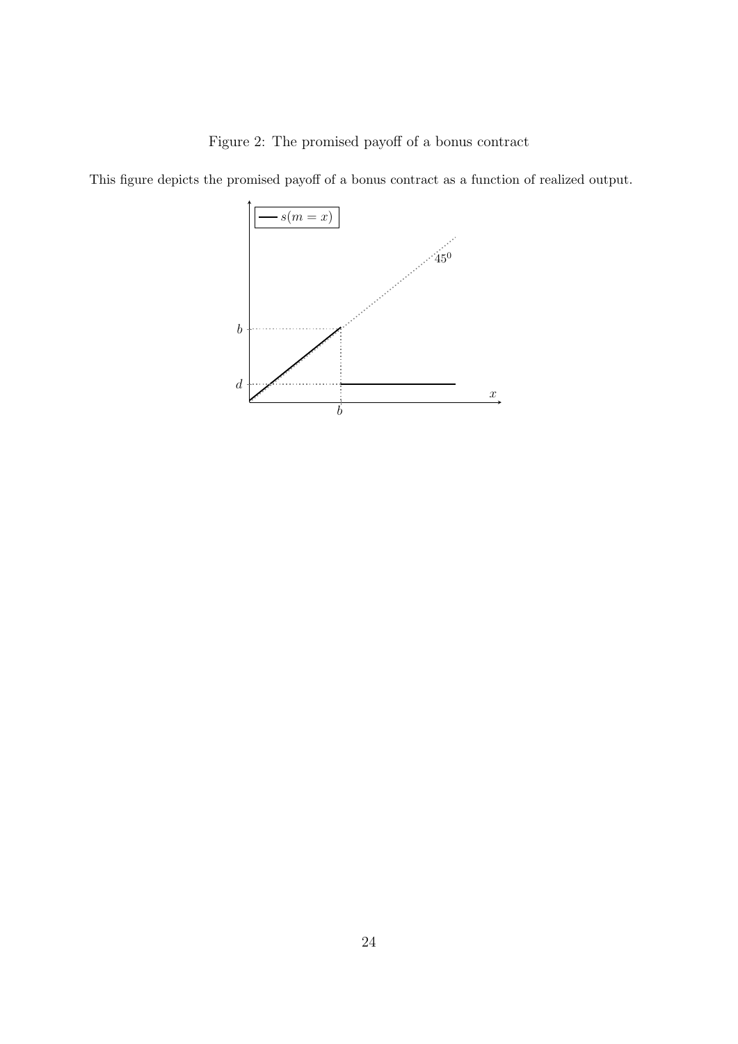Figure 2: The promised payoff of a bonus contract

This figure depicts the promised payoff of a bonus contract as a function of realized output.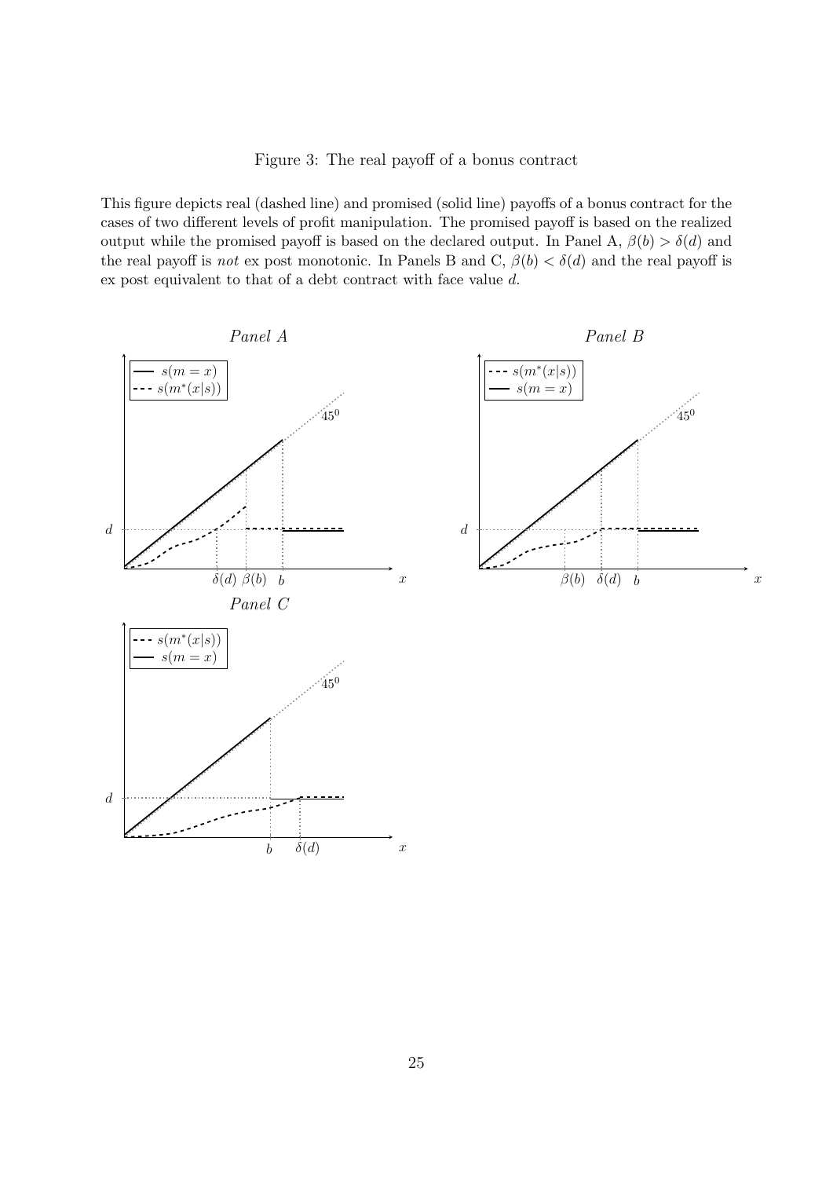Figure 3: The real payoff of a bonus contract

This figure depicts real (dashed line) and promised (solid line) payoffs of a bonus contract for the cases of two different levels of profit manipulation. The promised payoff is based on the realized output while the promised payoff is based on the declared output. In Panel A, $\beta(b) > \delta(d)$ and the real payoff is *not* ex post monotonic. In Panels B and C, $\beta(b) < \delta(d)$ and the real payoff is ex post equivalent to that of a debt contract with face value $d$.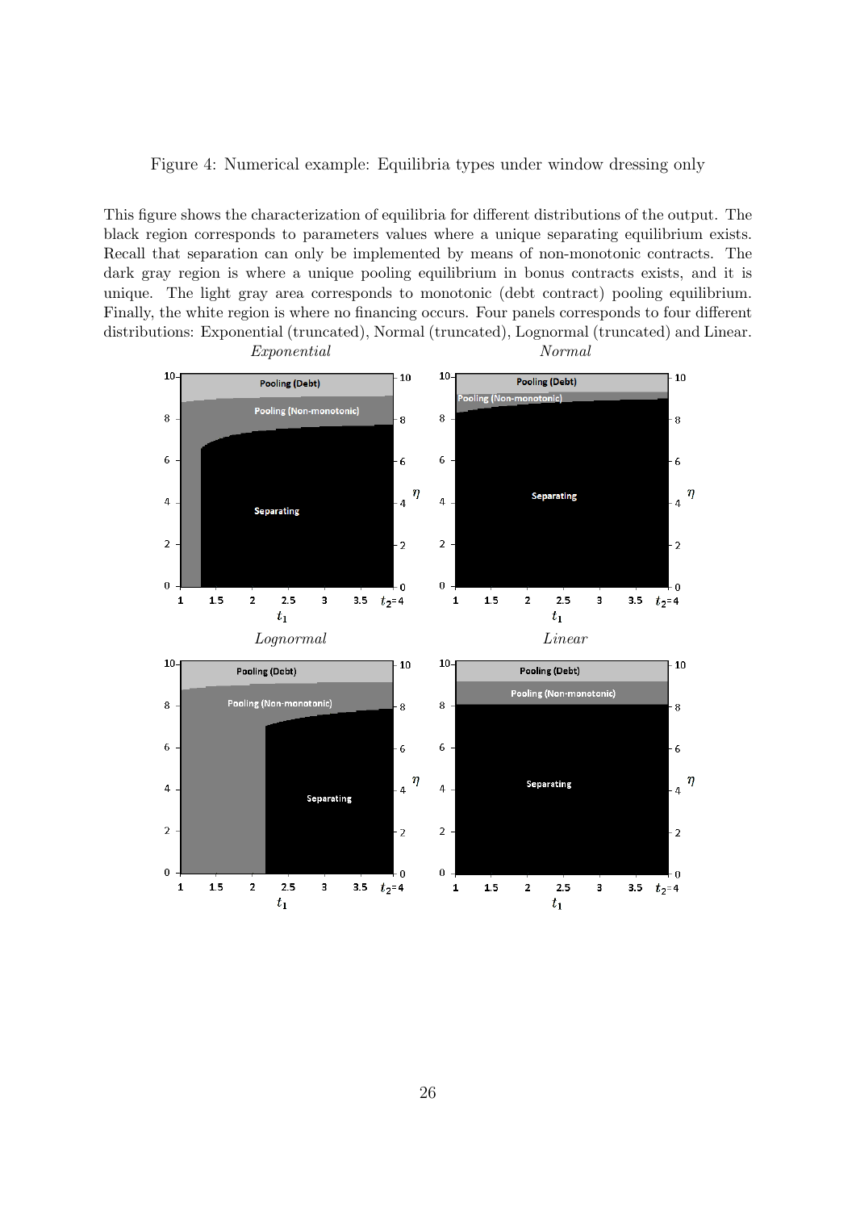Figure 4: Numerical example: Equilibria types under window dressing only

This figure shows the characterization of equilibria for different distributions of the output. The black region corresponds to parameters values where a unique separating equilibrium exists. Recall that separation can only be implemented by means of non-monotonic contracts. The dark gray region is where a unique pooling equilibrium in bonus contracts exists, and it is unique. The light gray area corresponds to monotonic (debt contract) pooling equilibrium. Finally, the white region is where no financing occurs. Four panels corresponds to four different distributions: Exponential (truncated), Normal (truncated), Lognormal (truncated) and Linear.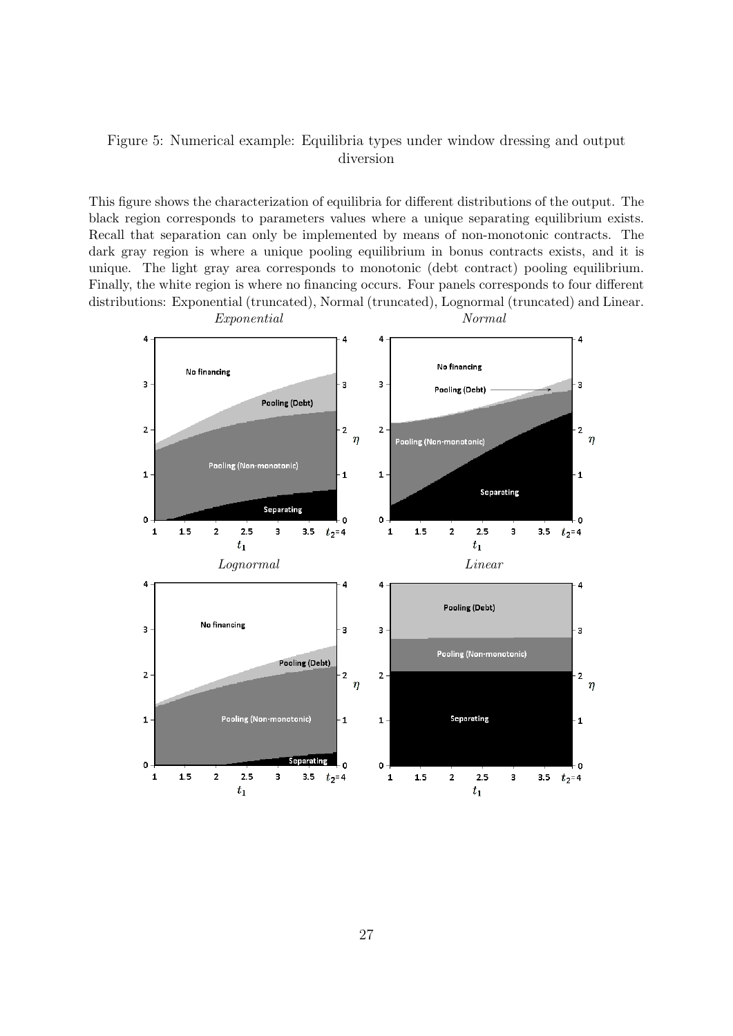Figure 5: Numerical example: Equilibria types under window dressing and output diversion

This figure shows the characterization of equilibria for different distributions of the output. The black region corresponds to parameters values where a unique separating equilibrium exists. Recall that separation can only be implemented by means of non-monotonic contracts. The dark gray region is where a unique pooling equilibrium in bonus contracts exists, and it is unique. The light gray area corresponds to monotonic (debt contract) pooling equilibrium. Finally, the white region is where no financing occurs. Four panels corresponds to four different distributions: Exponential (truncated), Normal (truncated), Lognormal (truncated) and Linear.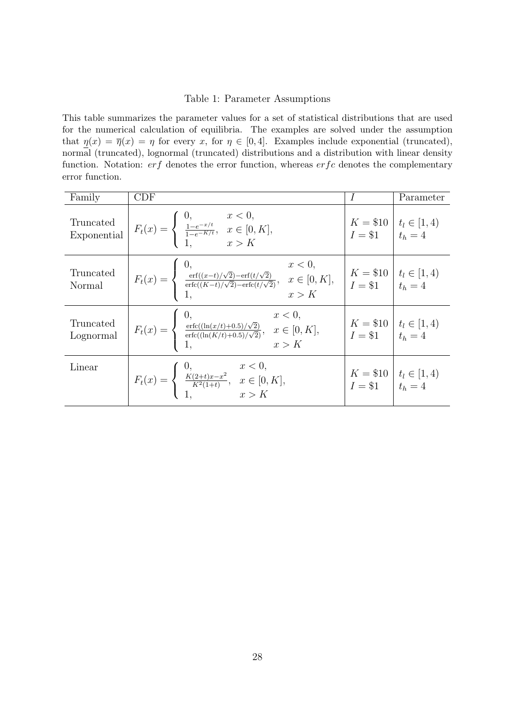Table 1: Parameter Assumptions

This table summarizes the parameter values for a set of statistical distributions that are used for the numerical calculation of equilibria. The examples are solved under the assumption that $\underline{\eta}(x) = \overline{\eta}(x) = \eta$ for every $x$, for $\eta \in [0, 4]$. Examples include exponential (truncated), normal (truncated), lognormal (truncated) distributions and a distribution with linear density function. Notation: $erf$ denotes the error function, whereas $erfc$ denotes the complementary error function.

| Family | CDF | $I$ | Parameter |
|---|---|---|---|
| Truncated Exponential | $F_t(x) = \begin{cases} 0, & x < 0, \\ \frac{1-e^{-x/t}}{1-e^{-K/t}}, & x \in [0, K], \\ 1, & x > K \end{cases}$ | $K = \$10$ $I = \$1$ | $t_l \in [1, 4)$ $t_h = 4$ |
| Truncated Normal | $F_t(x) = \begin{cases} 0, & x < 0, \\ \frac{\mathrm{erf}((x-t)/\sqrt{2}) - \mathrm{erf}(t/\sqrt{2})}{\mathrm{erfc}((K-t)/\sqrt{2}) - \mathrm{erfc}(t/\sqrt{2})}, & x \in [0, K], \\ 1, & x > K \end{cases}$ | $K = \$10$ $I = \$1$ | $t_l \in [1, 4)$ $t_h = 4$ |
| Truncated Lognormal | $F_t(x) = \begin{cases} 0, & x < 0, \\ \frac{\mathrm{erfc}((\ln(x/t)+0.5)/\sqrt{2})}{\mathrm{erfc}((\ln(K/t)+0.5)/\sqrt{2})}, & x \in [0, K], \\ 1, & x > K \end{cases}$ | $K = \$10$ $I = \$1$ | $t_l \in [1, 4)$ $t_h = 4$ |
| Linear | $F_t(x) = \begin{cases} 0, & x < 0, \\ \frac{K(2+t)x - x^2}{K^2(1+t)}, & x \in [0, K], \\ 1, & x > K \end{cases}$ | $K = \$10$ $I = \$1$ | $t_l \in [1, 4)$ $t_h = 4$ |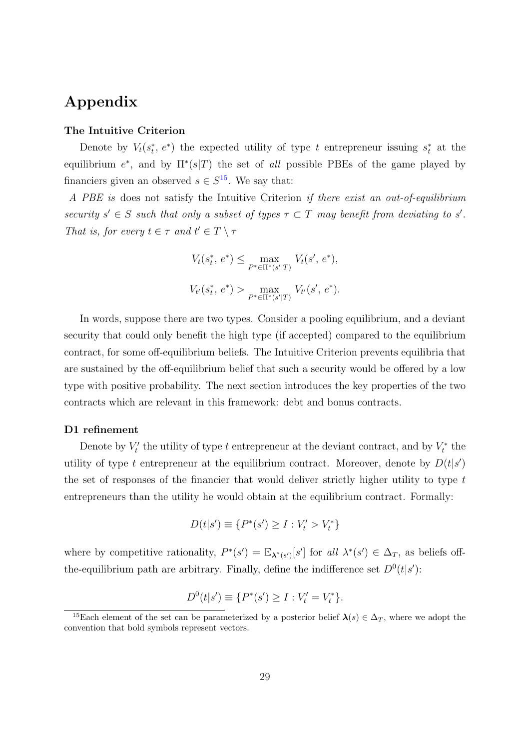# Appendix

### The Intuitive Criterion

Denote by $V_t(s_t^*, e^*)$ the expected utility of type $t$ entrepreneur issuing $s_t^*$ at the equilibrium $e^*$, and by $\Pi^*(s|T)$ the set of *all* possible PBEs of the game played by financiers given an observed $s \in S$[15]. We say that:

*A PBE is* does not satisfy the Intuitive Criterion *if there exist an out-of-equilibrium security $s' \in S$ such that only a subset of types $\tau \subset T$ may benefit from deviating to $s'$. That is, for every $t \in \tau$ and $t' \in T \setminus \tau$*

$$V_t(s_t^*, e^*) \leq \max_{P^* \in \Pi^*(s'|T)} V_t(s', e^*),$$

$$V_{t'}(s_t^*, e^*) > \max_{P^* \in \Pi^*(s'|T)} V_{t'}(s', e^*).$$

In words, suppose there are two types. Consider a pooling equilibrium, and a deviant security that could only benefit the high type (if accepted) compared to the equilibrium contract, for some off-equilibrium beliefs. The Intuitive Criterion prevents equilibria that are sustained by the off-equilibrium belief that such a security would be offered by a low type with positive probability. The next section introduces the key properties of the two contracts which are relevant in this framework: debt and bonus contracts.

### D1 refinement

Denote by $V_t'$ the utility of type $t$ entrepreneur at the deviant contract, and by $V_t^*$ the utility of type $t$ entrepreneur at the equilibrium contract. Moreover, denote by $D(t|s')$ the set of responses of the financier that would deliver strictly higher utility to type $t$ entrepreneurs than the utility he would obtain at the equilibrium contract. Formally:

$$D(t|s') \equiv \{P^*(s') \geq I : V_t' > V_t^*\}$$

where by competitive rationality, $P^*(s') = \mathbb{E}_{\boldsymbol{\lambda}^*(s')}[s']$ for *all* $\lambda^*(s') \in \Delta_T$, as beliefs off-the-equilibrium path are arbitrary. Finally, define the indifference set $D^0(t|s')$:

$$D^0(t|s') \equiv \{P^*(s') \geq I : V_t' = V_t^*\}.$$

[15] Each element of the set can be parameterized by a posterior belief $\boldsymbol{\lambda}(s) \in \Delta_T$, where we adopt the convention that bold symbols represent vectors.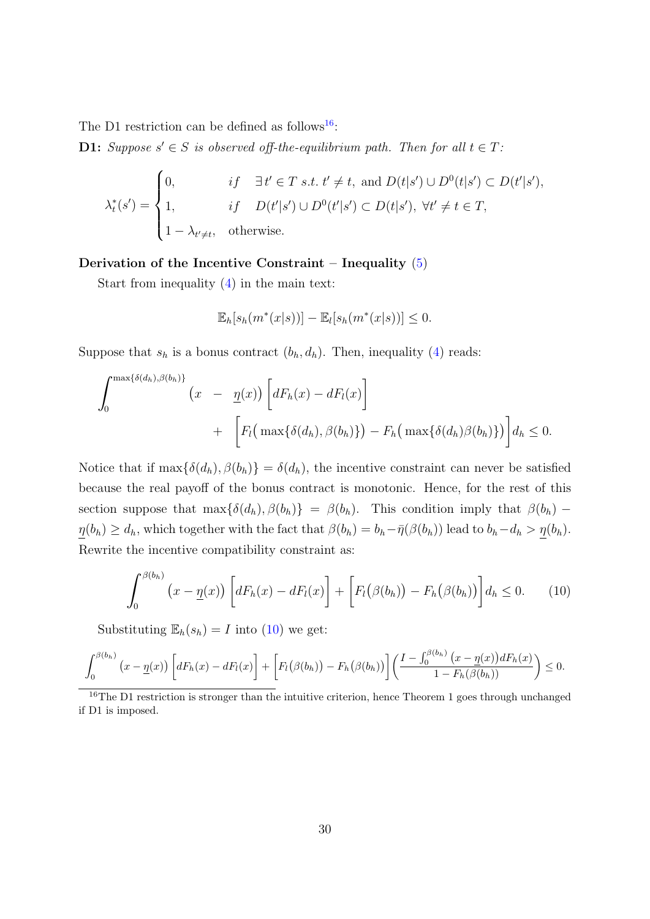The D1 restriction can be defined as follows[16]:

**D1:** *Suppose $s' \in S$ is observed off-the-equilibrium path. Then for all $t \in T$:*

$$\lambda_t^*(s') = \begin{cases} 0, & if \quad \exists\, t' \in T \ s.t.\ t' \neq t, \text{ and } D(t|s') \cup D^0(t|s') \subset D(t'|s'), \\ 1, & if \quad D(t'|s') \cup D^0(t'|s') \subset D(t|s'),\ \forall t' \neq t \in T, \\ 1 - \lambda_{t' \neq t}, & \text{otherwise.} \end{cases}$$

**Derivation of the Incentive Constraint – Inequality (5)**

Start from inequality (4) in the main text:

$$\mathbb{E}_h[s_h(m^*(x|s))] - \mathbb{E}_l[s_h(m^*(x|s))] \leq 0.$$

Suppose that $s_h$ is a bonus contract $(b_h, d_h)$. Then, inequality (4) reads:

$$\int_0^{\max\{\delta(d_h),\beta(b_h)\}} \big(x \ - \ \underline{\eta}(x)\big) \Big[dF_h(x) - dF_l(x)\Big] + \Big[F_l\big(\max\{\delta(d_h), \beta(b_h)\}\big) - F_h\big(\max\{\delta(d_h)\beta(b_h)\}\big)\Big] d_h \leq 0.$$

Notice that if $\max\{\delta(d_h), \beta(b_h)\} = \delta(d_h)$, the incentive constraint can never be satisfied because the real payoff of the bonus contract is monotonic. Hence, for the rest of this section suppose that $\max\{\delta(d_h), \beta(b_h)\} = \beta(b_h)$. This condition imply that $\beta(b_h) - \underline{\eta}(b_h) \geq d_h$, which together with the fact that $\beta(b_h) = b_h - \bar{\eta}(\beta(b_h))$ lead to $b_h - d_h > \underline{\eta}(b_h)$. Rewrite the incentive compatibility constraint as:

$$\int_0^{\beta(b_h)} \big(x - \underline{\eta}(x)\big) \Big[dF_h(x) - dF_l(x)\Big] + \Big[F_l\big(\beta(b_h)\big) - F_h\big(\beta(b_h)\big)\Big] d_h \leq 0. \tag{10}$$

Substituting $\mathbb{E}_h(s_h) = I$ into (10) we get:

$$\int_0^{\beta(b_h)} \big(x - \underline{\eta}(x)\big) \Big[dF_h(x) - dF_l(x)\Big] + \Big[F_l\big(\beta(b_h)\big) - F_h\big(\beta(b_h)\big)\Big] \left(\frac{I - \int_0^{\beta(b_h)} \big(x - \underline{\eta}(x)\big) dF_h(x)}{1 - F_h(\beta(b_h))}\right) \leq 0.$$

[16] The D1 restriction is stronger than the intuitive criterion, hence Theorem 1 goes through unchanged if D1 is imposed.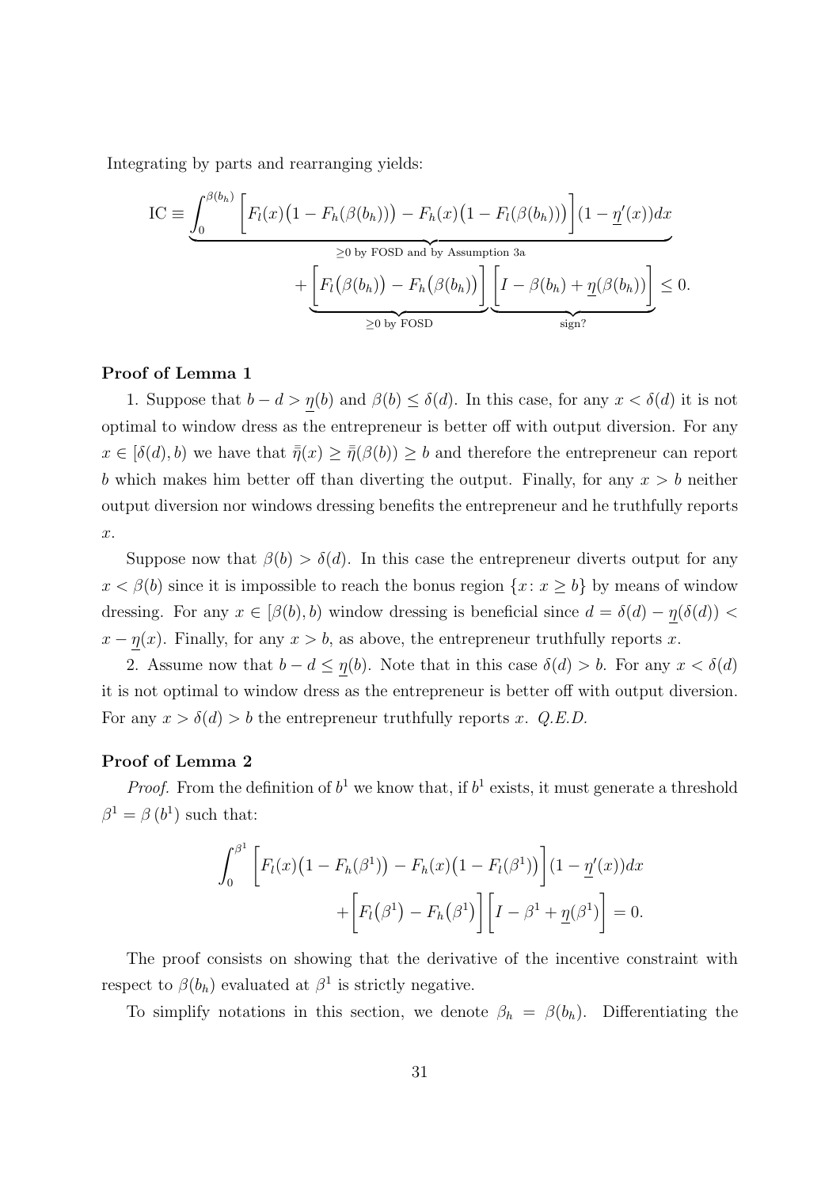Integrating by parts and rearranging yields:

$$\text{IC} \equiv \underbrace{\int_0^{\beta(b_h)} \Big[F_l(x)\big(1 - F_h(\beta(b_h))\big) - F_h(x)\big(1 - F_l(\beta(b_h))\big)\Big](1 - \underline{\eta}'(x))dx}_{\geq 0 \text{ by FOSD and by Assumption 3a}}$$
$$+ \underbrace{\Big[F_l\big(\beta(b_h)\big) - F_h\big(\beta(b_h)\big)\Big]}_{\geq 0 \text{ by FOSD}}\underbrace{\Big[I - \beta(b_h) + \underline{\eta}(\beta(b_h))\Big]}_{\text{sign?}} \leq 0.$$

**Proof of Lemma 1**

1. Suppose that $b - d > \underline{\eta}(b)$ and $\beta(b) \leq \delta(d)$. In this case, for any $x < \delta(d)$ it is not optimal to window dress as the entrepreneur is better off with output diversion. For any $x \in [\delta(d), b)$ we have that $\bar{\bar{\eta}}(x) \geq \bar{\bar{\eta}}(\beta(b)) \geq b$ and therefore the entrepreneur can report $b$ which makes him better off than diverting the output. Finally, for any $x > b$ neither output diversion nor windows dressing benefits the entrepreneur and he truthfully reports $x$.

Suppose now that $\beta(b) > \delta(d)$. In this case the entrepreneur diverts output for any $x < \beta(b)$ since it is impossible to reach the bonus region $\{x \colon x \geq b\}$ by means of window dressing. For any $x \in [\beta(b), b)$ window dressing is beneficial since $d = \delta(d) - \underline{\eta}(\delta(d)) < x - \underline{\eta}(x)$. Finally, for any $x > b$, as above, the entrepreneur truthfully reports $x$.

2. Assume now that $b - d \leq \underline{\eta}(b)$. Note that in this case $\delta(d) > b$. For any $x < \delta(d)$ it is not optimal to window dress as the entrepreneur is better off with output diversion. For any $x > \delta(d) > b$ the entrepreneur truthfully reports $x$. *Q.E.D.*

**Proof of Lemma 2**

*Proof.* From the definition of $b^1$ we know that, if $b^1$ exists, it must generate a threshold $\beta^1 = \beta\left(b^1\right)$ such that:

$$\int_0^{\beta^1} \Big[F_l(x)\big(1 - F_h(\beta^1)\big) - F_h(x)\big(1 - F_l(\beta^1)\big)\Big](1 - \underline{\eta}'(x))dx$$
$$+ \Big[F_l\big(\beta^1\big) - F_h\big(\beta^1\big)\Big]\Big[I - \beta^1 + \underline{\eta}(\beta^1)\Big] = 0.$$

The proof consists on showing that the derivative of the incentive constraint with respect to $\beta(b_h)$ evaluated at $\beta^1$ is strictly negative.

To simplify notations in this section, we denote $\beta_h = \beta(b_h)$. Differentiating the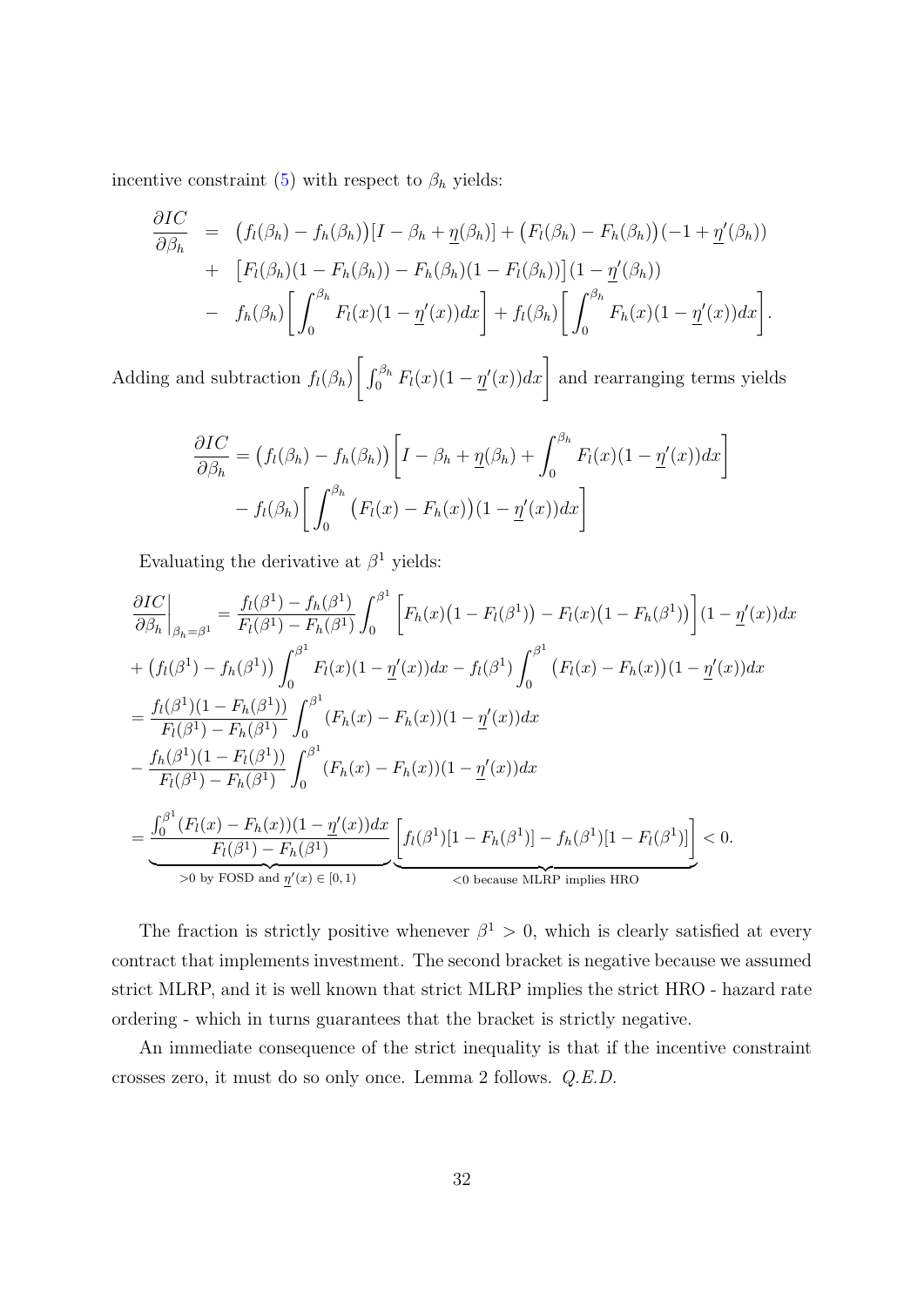incentive constraint (5) with respect to $\beta_h$ yields:

$$
\begin{aligned}
\frac{\partial IC}{\partial \beta_h} &= \big(f_l(\beta_h) - f_h(\beta_h)\big)[I - \beta_h + \underline{\eta}(\beta_h)] + \big(F_l(\beta_h) - F_h(\beta_h)\big)(-1 + \underline{\eta}'(\beta_h)) \\
&+ \big[F_l(\beta_h)(1 - F_h(\beta_h)) - F_h(\beta_h)(1 - F_l(\beta_h))\big](1 - \underline{\eta}'(\beta_h)) \\
&- f_h(\beta_h)\bigg[\int_0^{\beta_h} F_l(x)(1 - \underline{\eta}'(x))dx\bigg] + f_l(\beta_h)\bigg[\int_0^{\beta_h} F_h(x)(1 - \underline{\eta}'(x))dx\bigg].
\end{aligned}
$$

Adding and subtraction $f_l(\beta_h)\bigg[\int_0^{\beta_h} F_l(x)(1 - \underline{\eta}'(x))dx\bigg]$ and rearranging terms yields

$$
\begin{aligned}
\frac{\partial IC}{\partial \beta_h} &= \big(f_l(\beta_h) - f_h(\beta_h)\big)\bigg[I - \beta_h + \underline{\eta}(\beta_h) + \int_0^{\beta_h} F_l(x)(1 - \underline{\eta}'(x))dx\bigg] \\
&- f_l(\beta_h)\bigg[\int_0^{\beta_h} \big(F_l(x) - F_h(x)\big)(1 - \underline{\eta}'(x))dx\bigg]
\end{aligned}
$$

Evaluating the derivative at $\beta^1$ yields:

$$
\begin{aligned}
\frac{\partial IC}{\partial \beta_h}\bigg|_{\beta_h = \beta^1} &= \frac{f_l(\beta^1) - f_h(\beta^1)}{F_l(\beta^1) - F_h(\beta^1)} \int_0^{\beta^1} \Big[F_h(x)\big(1 - F_l(\beta^1)\big) - F_l(x)\big(1 - F_h(\beta^1)\big)\Big](1 - \underline{\eta}'(x))dx \\
&+ \big(f_l(\beta^1) - f_h(\beta^1)\big)\int_0^{\beta^1} F_l(x)(1 - \underline{\eta}'(x))dx - f_l(\beta^1)\int_0^{\beta^1} \big(F_l(x) - F_h(x)\big)(1 - \underline{\eta}'(x))dx \\
&= \frac{f_l(\beta^1)(1 - F_h(\beta^1))}{F_l(\beta^1) - F_h(\beta^1)} \int_0^{\beta^1} (F_h(x) - F_h(x))(1 - \underline{\eta}'(x))dx \\
&- \frac{f_h(\beta^1)(1 - F_l(\beta^1))}{F_l(\beta^1) - F_h(\beta^1)} \int_0^{\beta^1} (F_h(x) - F_h(x))(1 - \underline{\eta}'(x))dx \\
&= \underbrace{\frac{\int_0^{\beta^1} (F_l(x) - F_h(x))(1 - \underline{\eta}'(x))dx}{F_l(\beta^1) - F_h(\beta^1)}}_{>0 \text{ by FOSD and } \underline{\eta}'(x) \in [0,1)} \underbrace{\Big[f_l(\beta^1)[1 - F_h(\beta^1)] - f_h(\beta^1)[1 - F_l(\beta^1)]\Big]}_{<0 \text{ because MLRP implies HRO}} < 0.
\end{aligned}
$$

The fraction is strictly positive whenever $\beta^1 > 0$, which is clearly satisfied at every contract that implements investment. The second bracket is negative because we assumed strict MLRP, and it is well known that strict MLRP implies the strict HRO - hazard rate ordering - which in turns guarantees that the bracket is strictly negative.

An immediate consequence of the strict inequality is that if the incentive constraint crosses zero, it must do so only once. Lemma 2 follows. *Q.E.D.*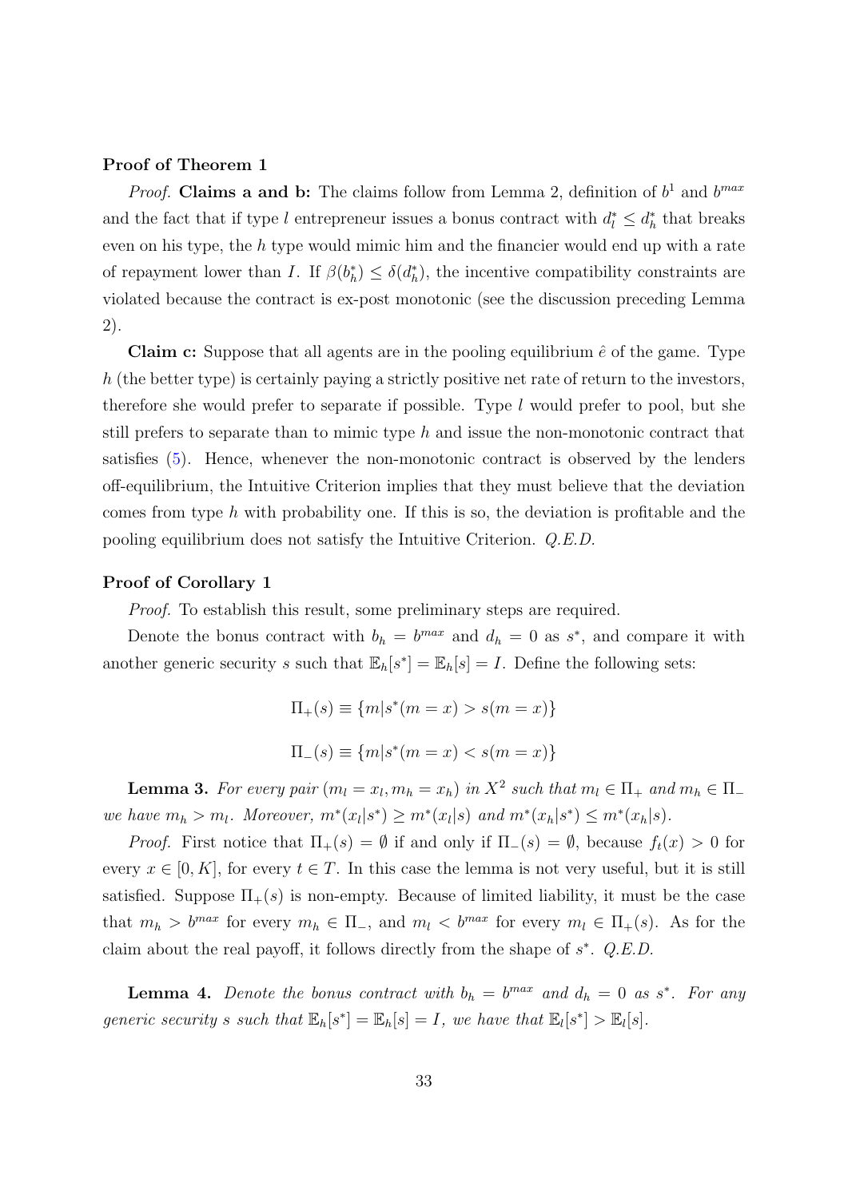**Proof of Theorem 1**

*Proof.* **Claims a and b:** The claims follow from Lemma 2, definition of $b^1$ and $b^{max}$ and the fact that if type $l$ entrepreneur issues a bonus contract with $d_l^* \leq d_h^*$ that breaks even on his type, the $h$ type would mimic him and the financier would end up with a rate of repayment lower than $I$. If $\beta(b_h^*) \leq \delta(d_h^*)$, the incentive compatibility constraints are violated because the contract is ex-post monotonic (see the discussion preceding Lemma 2).

**Claim c:** Suppose that all agents are in the pooling equilibrium $\hat{e}$ of the game. Type $h$ (the better type) is certainly paying a strictly positive net rate of return to the investors, therefore she would prefer to separate if possible. Type $l$ would prefer to pool, but she still prefers to separate than to mimic type $h$ and issue the non-monotonic contract that satisfies (5). Hence, whenever the non-monotonic contract is observed by the lenders off-equilibrium, the Intuitive Criterion implies that they must believe that the deviation comes from type $h$ with probability one. If this is so, the deviation is profitable and the pooling equilibrium does not satisfy the Intuitive Criterion. *Q.E.D.*

**Proof of Corollary 1**

*Proof.* To establish this result, some preliminary steps are required.

Denote the bonus contract with $b_h = b^{max}$ and $d_h = 0$ as $s^*$, and compare it with another generic security $s$ such that $\mathbb{E}_h[s^*] = \mathbb{E}_h[s] = I$. Define the following sets:

$$\Pi_+(s) \equiv \{m | s^*(m = x) > s(m = x)\}$$

$$\Pi_-(s) \equiv \{m | s^*(m = x) < s(m = x)\}$$

**Lemma 3.** *For every pair $(m_l = x_l, m_h = x_h)$ in $X^2$ such that $m_l \in \Pi_+$ and $m_h \in \Pi_-$ we have $m_h > m_l$. Moreover, $m^*(x_l|s^*) \geq m^*(x_l|s)$ and $m^*(x_h|s^*) \leq m^*(x_h|s)$.*

*Proof.* First notice that $\Pi_+(s) = \emptyset$ if and only if $\Pi_-(s) = \emptyset$, because $f_t(x) > 0$ for every $x \in [0, K]$, for every $t \in T$. In this case the lemma is not very useful, but it is still satisfied. Suppose $\Pi_+(s)$ is non-empty. Because of limited liability, it must be the case that $m_h > b^{max}$ for every $m_h \in \Pi_-$, and $m_l < b^{max}$ for every $m_l \in \Pi_+(s)$. As for the claim about the real payoff, it follows directly from the shape of $s^*$. *Q.E.D.*

**Lemma 4.** *Denote the bonus contract with $b_h = b^{max}$ and $d_h = 0$ as $s^*$. For any generic security $s$ such that $\mathbb{E}_h[s^*] = \mathbb{E}_h[s] = I$, we have that $\mathbb{E}_l[s^*] > \mathbb{E}_l[s]$.*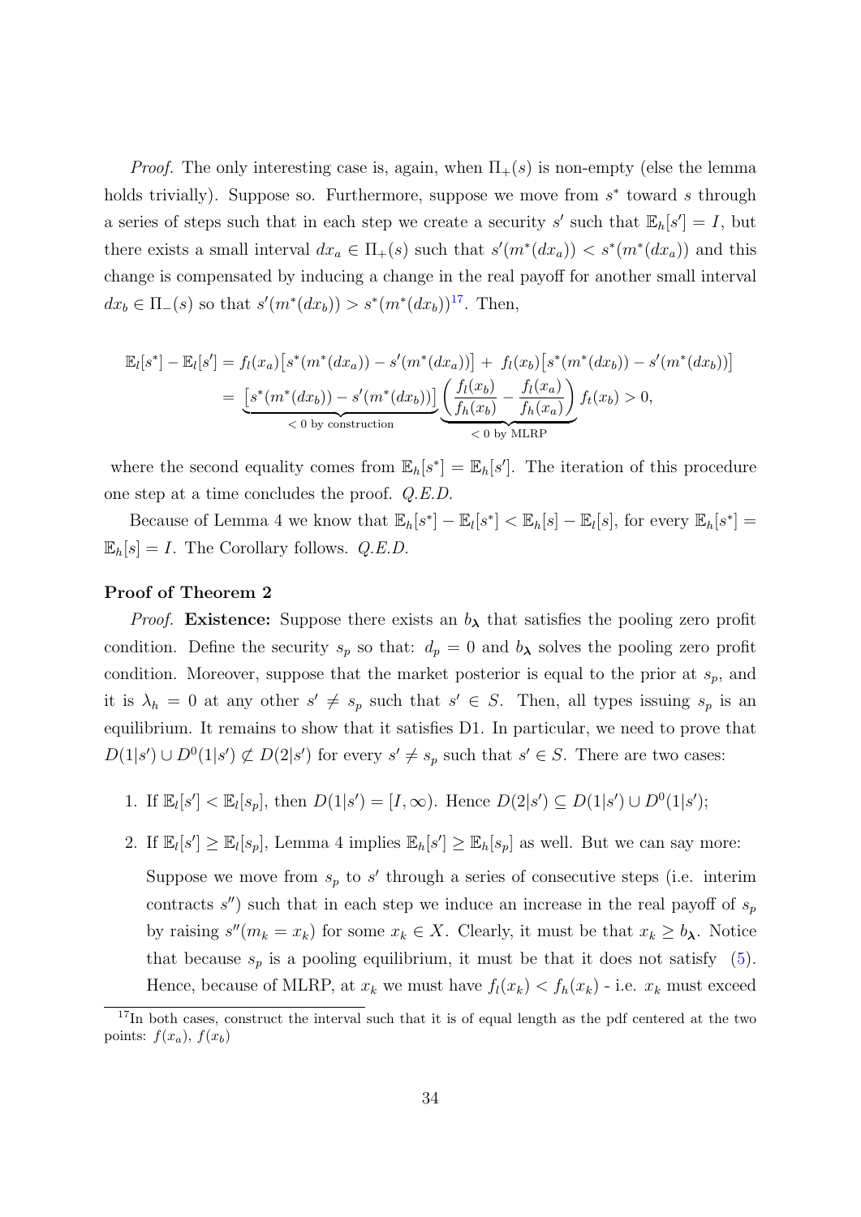*Proof.* The only interesting case is, again, when $\Pi_+(s)$ is non-empty (else the lemma holds trivially). Suppose so. Furthermore, suppose we move from $s^*$ toward $s$ through a series of steps such that in each step we create a security $s'$ such that $\mathbb{E}_h[s'] = I$, but there exists a small interval $dx_a \in \Pi_+(s)$ such that $s'(m^*(dx_a)) < s^*(m^*(dx_a))$ and this change is compensated by inducing a change in the real payoff for another small interval $dx_b \in \Pi_-(s)$ so that $s'(m^*(dx_b)) > s^*(m^*(dx_b))$[17]. Then,

$$
\begin{aligned}
\mathbb{E}_l[s^*] - \mathbb{E}_l[s'] &= f_l(x_a)\big[s^*(m^*(dx_a)) - s'(m^*(dx_a))\big] + f_l(x_b)\big[s^*(m^*(dx_b)) - s'(m^*(dx_b))\big] \\
&= \underbrace{\big[s^*(m^*(dx_b)) - s'(m^*(dx_b))\big]}_{<\,0 \text{ by construction}} \underbrace{\left(\frac{f_l(x_b)}{f_h(x_b)} - \frac{f_l(x_a)}{f_h(x_a)}\right)}_{<\,0 \text{ by MLRP}} f_t(x_b) > 0,
\end{aligned}
$$

where the second equality comes from $\mathbb{E}_h[s^*] = \mathbb{E}_h[s']$. The iteration of this procedure one step at a time concludes the proof. *Q.E.D.*

Because of Lemma 4 we know that $\mathbb{E}_h[s^*] - \mathbb{E}_l[s^*] < \mathbb{E}_h[s] - \mathbb{E}_l[s]$, for every $\mathbb{E}_h[s^*] = \mathbb{E}_h[s] = I$. The Corollary follows. *Q.E.D.*

**Proof of Theorem 2**

*Proof.* **Existence:** Suppose there exists an $b_{\boldsymbol{\lambda}}$ that satisfies the pooling zero profit condition. Define the security $s_p$ so that: $d_p = 0$ and $b_{\boldsymbol{\lambda}}$ solves the pooling zero profit condition. Moreover, suppose that the market posterior is equal to the prior at $s_p$, and it is $\lambda_h = 0$ at any other $s' \neq s_p$ such that $s' \in S$. Then, all types issuing $s_p$ is an equilibrium. It remains to show that it satisfies D1. In particular, we need to prove that $D(1|s') \cup D^0(1|s') \not\subset D(2|s')$ for every $s' \neq s_p$ such that $s' \in S$. There are two cases:

1. If $\mathbb{E}_l[s'] < \mathbb{E}_l[s_p]$, then $D(1|s') = [I, \infty)$. Hence $D(2|s') \subseteq D(1|s') \cup D^0(1|s')$;

2. If $\mathbb{E}_l[s'] \geq \mathbb{E}_l[s_p]$, Lemma 4 implies $\mathbb{E}_h[s'] \geq \mathbb{E}_h[s_p]$ as well. But we can say more: Suppose we move from $s_p$ to $s'$ through a series of consecutive steps (i.e. interim contracts $s''$) such that in each step we induce an increase in the real payoff of $s_p$ by raising $s''(m_k = x_k)$ for some $x_k \in X$. Clearly, it must be that $x_k \geq b_{\boldsymbol{\lambda}}$. Notice that because $s_p$ is a pooling equilibrium, it must be that it does not satisfy (5). Hence, because of MLRP, at $x_k$ we must have $f_l(x_k) < f_h(x_k)$ - i.e. $x_k$ must exceed

[17] In both cases, construct the interval such that it is of equal length as the pdf centered at the two points: $f(x_a)$, $f(x_b)$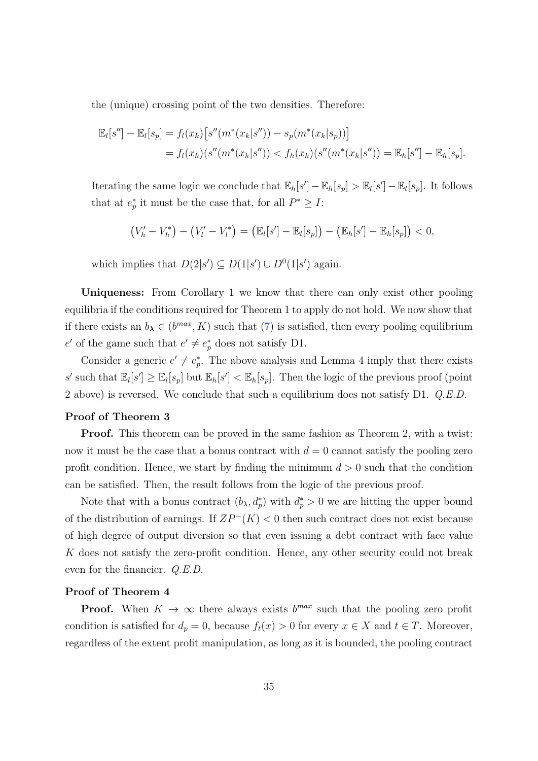the (unique) crossing point of the two densities. Therefore:

$$
\begin{aligned}
\mathbb{E}_l[s''] - \mathbb{E}_l[s_p] &= f_l(x_k)\big[s''(m^*(x_k|s'')) - s_p(m^*(x_k|s_p))\big] \\
&= f_l(x_k)(s''(m^*(x_k|s'')) < f_h(x_k)(s''(m^*(x_k|s'')) = \mathbb{E}_h[s''] - \mathbb{E}_h[s_p].
\end{aligned}
$$

Iterating the same logic we conclude that $\mathbb{E}_h[s'] - \mathbb{E}_h[s_p] > \mathbb{E}_l[s'] - \mathbb{E}_l[s_p]$. It follows that at $e_p^*$ it must be the case that, for all $P^* \geq I$:

$$
\big(V_h' - V_h^*\big) - \big(V_l' - V_l^*\big) = \big(\mathbb{E}_l[s'] - \mathbb{E}_l[s_p]\big) - \big(\mathbb{E}_h[s'] - \mathbb{E}_h[s_p]\big) < 0,
$$

which implies that $D(2|s') \subseteq D(1|s') \cup D^0(1|s')$ again.

**Uniqueness:** From Corollary 1 we know that there can only exist other pooling equilibria if the conditions required for Theorem 1 to apply do not hold. We now show that if there exists an $b_{\boldsymbol{\lambda}} \in (b^{max}, K)$ such that (7) is satisfied, then every pooling equilibrium $e'$ of the game such that $e' \neq e_p^*$ does not satisfy D1.

Consider a generic $e' \neq e_p^*$. The above analysis and Lemma 4 imply that there exists $s'$ such that $\mathbb{E}_l[s'] \geq \mathbb{E}_l[s_p]$ but $\mathbb{E}_h[s'] < \mathbb{E}_h[s_p]$. Then the logic of the previous proof (point 2 above) is reversed. We conclude that such a equilibrium does not satisfy D1. *Q.E.D.*

**Proof of Theorem 3**

**Proof.** This theorem can be proved in the same fashion as Theorem 2, with a twist: now it must be the case that a bonus contract with $d = 0$ cannot satisfy the pooling zero profit condition. Hence, we start by finding the minimum $d > 0$ such that the condition can be satisfied. Then, the result follows from the logic of the previous proof.

Note that with a bonus contract $(b_\lambda, d_p^*)$ with $d_p^* > 0$ we are hitting the upper bound of the distribution of earnings. If $ZP^-(K) < 0$ then such contract does not exist because of high degree of output diversion so that even issuing a debt contract with face value $K$ does not satisfy the zero-profit condition. Hence, any other security could not break even for the financier. *Q.E.D.*

**Proof of Theorem 4**

**Proof.** When $K \to \infty$ there always exists $b^{max}$ such that the pooling zero profit condition is satisfied for $d_p = 0$, because $f_t(x) > 0$ for every $x \in X$ and $t \in T$. Moreover, regardless of the extent profit manipulation, as long as it is bounded, the pooling contract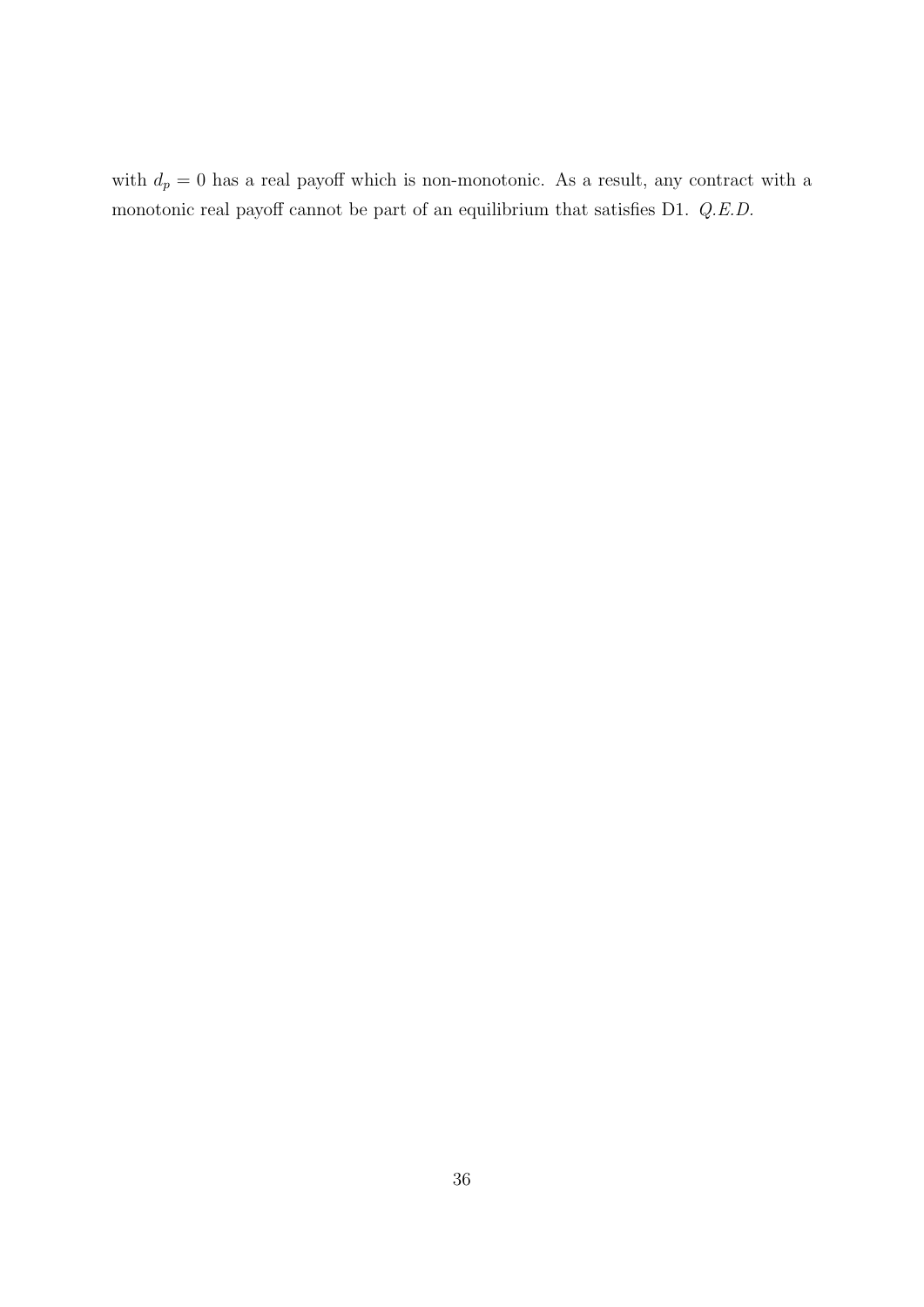with $d_p = 0$ has a real payoff which is non-monotonic. As a result, any contract with a monotonic real payoff cannot be part of an equilibrium that satisfies D1. *Q.E.D.*